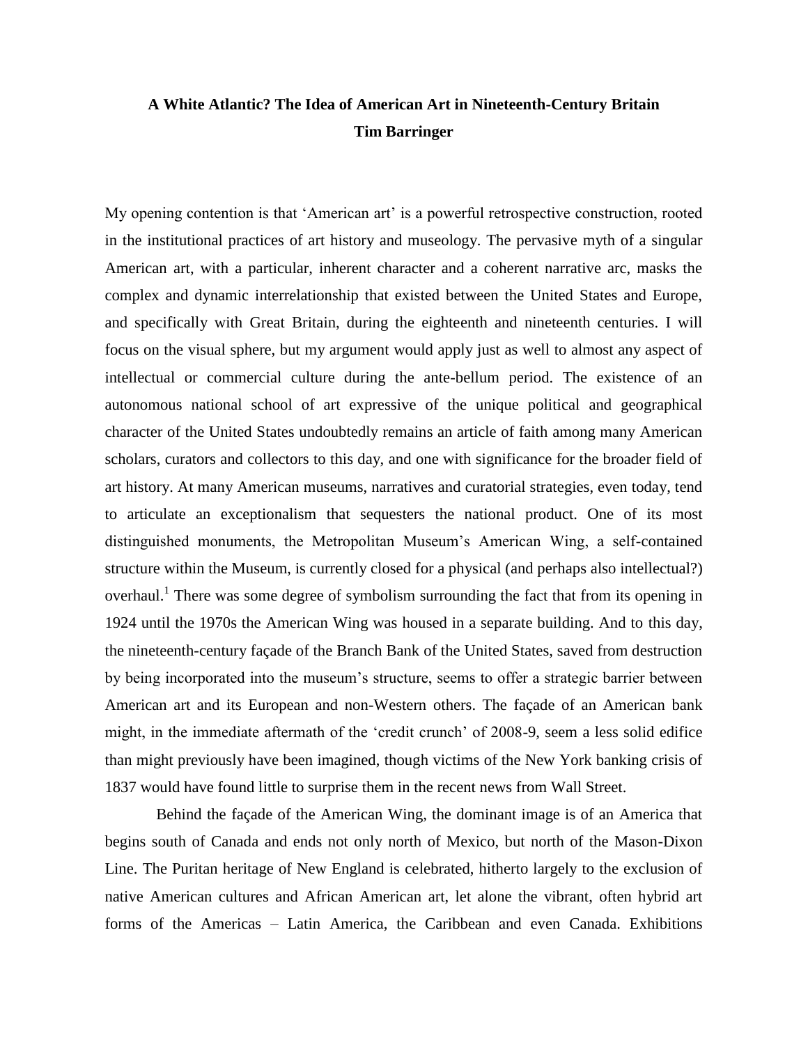# A White Atlantic? The Idea of American Art in Nineteenth-Century Britain

**Tim Barringer**

My opening contention is that 'American art' is a powerful retrospective construction, rooted in the institutional practices of art history and museology. The pervasive myth of a singular American art, with a particular, inherent character and a coherent narrative arc, masks the complex and dynamic interrelationship that existed between the United States and Europe, and specifically with Great Britain, during the eighteenth and nineteenth centuries. I will focus on the visual sphere, but my argument would apply just as well to almost any aspect of intellectual or commercial culture during the ante-bellum period. The existence of an autonomous national school of art expressive of the unique political and geographical character of the United States undoubtedly remains an article of faith among many American scholars, curators and collectors to this day, and one with significance for the broader field of art history. At many American museums, narratives and curatorial strategies, even today, tend to articulate an exceptionalism that sequesters the national product. One of its most distinguished monuments, the Metropolitan Museum's American Wing, a self-contained structure within the Museum, is currently closed for a physical (and perhaps also intellectual?) overhaul.[1] There was some degree of symbolism surrounding the fact that from its opening in 1924 until the 1970s the American Wing was housed in a separate building. And to this day, the nineteenth-century façade of the Branch Bank of the United States, saved from destruction by being incorporated into the museum's structure, seems to offer a strategic barrier between American art and its European and non-Western others. The façade of an American bank might, in the immediate aftermath of the 'credit crunch' of 2008-9, seem a less solid edifice than might previously have been imagined, though victims of the New York banking crisis of 1837 would have found little to surprise them in the recent news from Wall Street.

Behind the façade of the American Wing, the dominant image is of an America that begins south of Canada and ends not only north of Mexico, but north of the Mason-Dixon Line. The Puritan heritage of New England is celebrated, hitherto largely to the exclusion of native American cultures and African American art, let alone the vibrant, often hybrid art forms of the Americas – Latin America, the Caribbean and even Canada. Exhibitions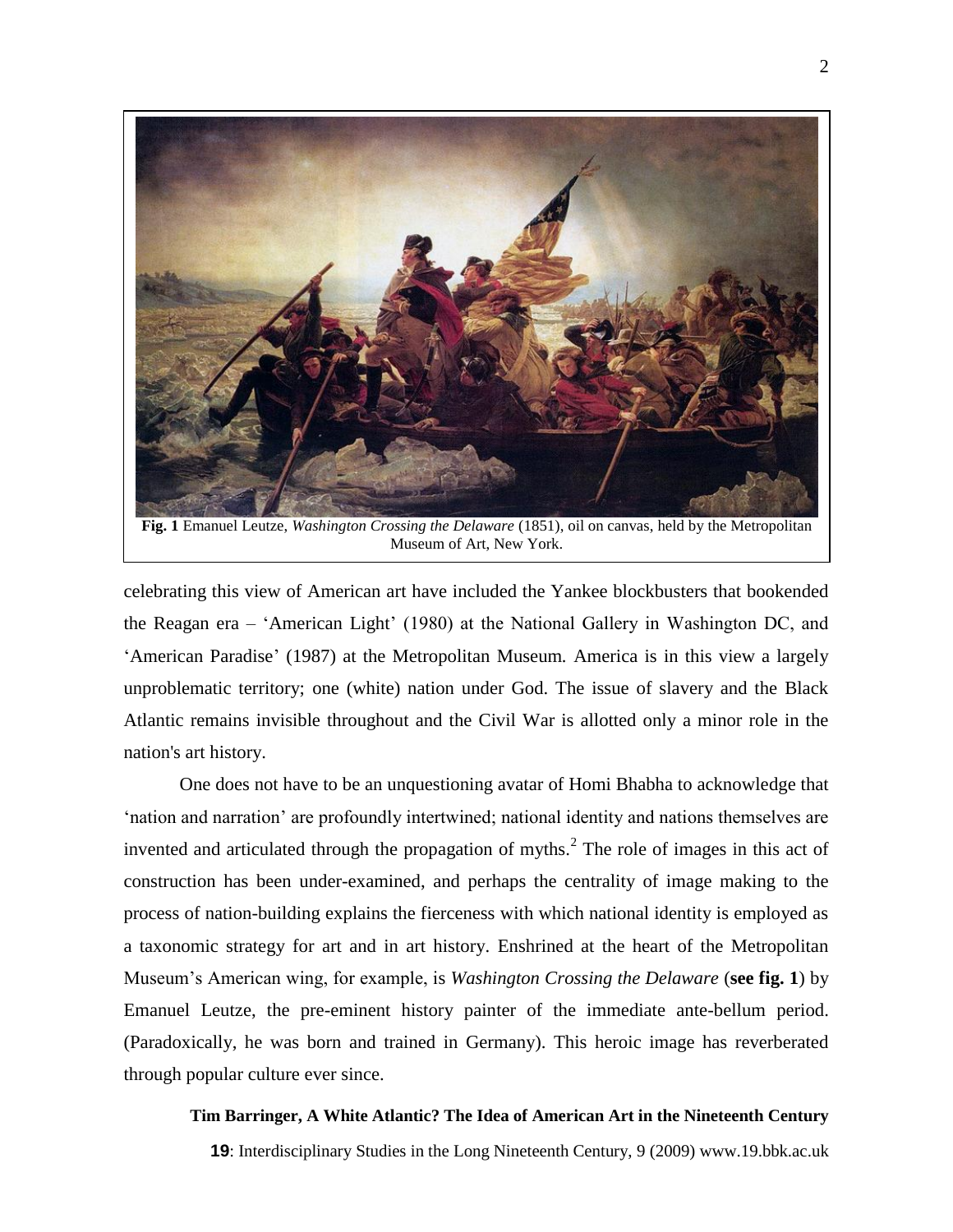**Fig. 1** Emanuel Leutze, *Washington Crossing the Delaware* (1851), oil on canvas, held by the Metropolitan Museum of Art, New York.

celebrating this view of American art have included the Yankee blockbusters that bookended the Reagan era – 'American Light' (1980) at the National Gallery in Washington DC, and 'American Paradise' (1987) at the Metropolitan Museum. America is in this view a largely unproblematic territory; one (white) nation under God. The issue of slavery and the Black Atlantic remains invisible throughout and the Civil War is allotted only a minor role in the nation's art history.

One does not have to be an unquestioning avatar of Homi Bhabha to acknowledge that 'nation and narration' are profoundly intertwined; national identity and nations themselves are invented and articulated through the propagation of myths.[2] The role of images in this act of construction has been under-examined, and perhaps the centrality of image making to the process of nation-building explains the fierceness with which national identity is employed as a taxonomic strategy for art and in art history. Enshrined at the heart of the Metropolitan Museum's American wing, for example, is *Washington Crossing the Delaware* (**see fig. 1**) by Emanuel Leutze, the pre-eminent history painter of the immediate ante-bellum period. (Paradoxically, he was born and trained in Germany). This heroic image has reverberated through popular culture ever since.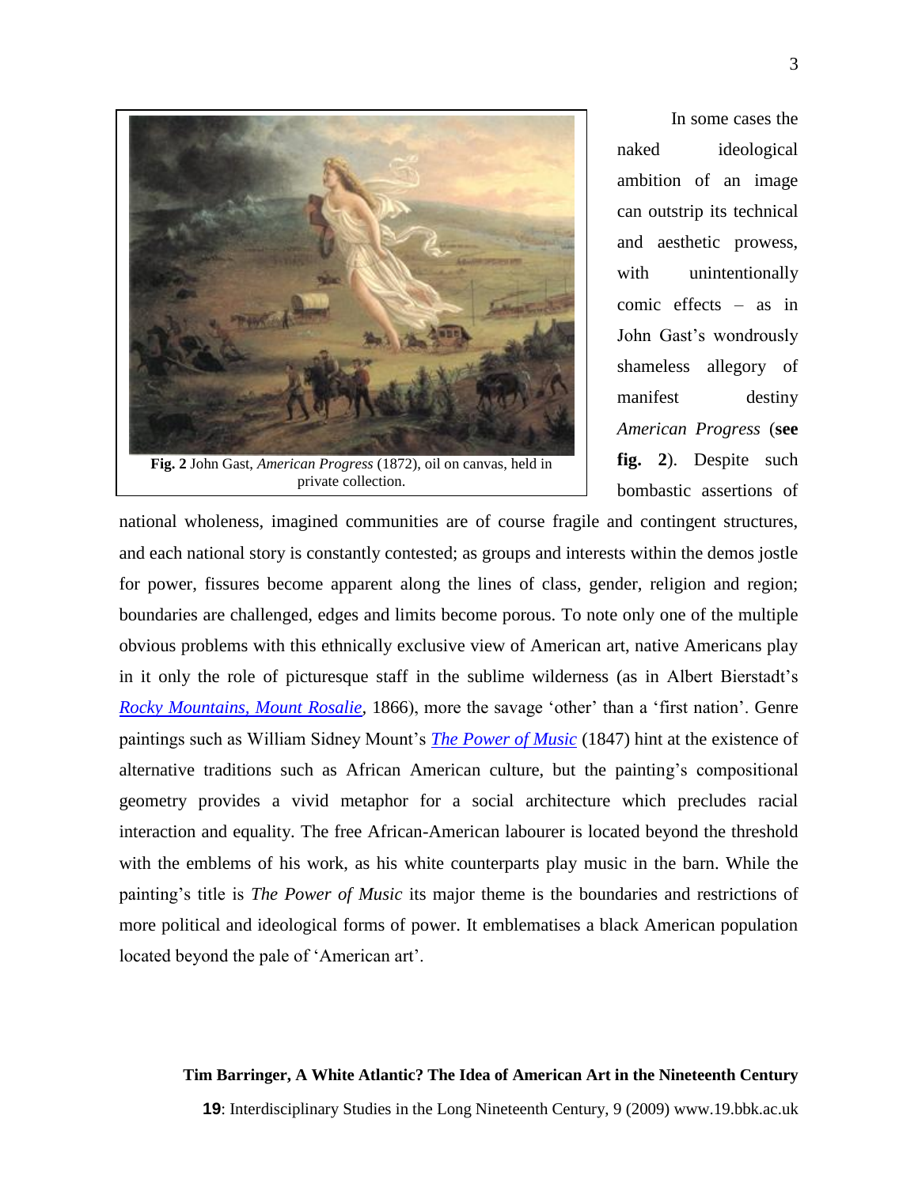**Fig. 2** John Gast, *American Progress* (1872), oil on canvas, held in private collection.

In some cases the naked ideological ambition of an image can outstrip its technical and aesthetic prowess, with unintentionally comic effects – as in John Gast's wondrously shameless allegory of manifest destiny *American Progress* (**see fig. 2**). Despite such bombastic assertions of national wholeness, imagined communities are of course fragile and contingent structures, and each national story is constantly contested; as groups and interests within the demos jostle for power, fissures become apparent along the lines of class, gender, religion and region; boundaries are challenged, edges and limits become porous. To note only one of the multiple obvious problems with this ethnically exclusive view of American art, native Americans play in it only the role of picturesque staff in the sublime wilderness (as in Albert Bierstadt's *Rocky Mountains, Mount Rosalie*, 1866), more the savage 'other' than a 'first nation'. Genre paintings such as William Sidney Mount's *The Power of Music* (1847) hint at the existence of alternative traditions such as African American culture, but the painting's compositional geometry provides a vivid metaphor for a social architecture which precludes racial interaction and equality. The free African-American labourer is located beyond the threshold with the emblems of his work, as his white counterparts play music in the barn. While the painting's title is *The Power of Music* its major theme is the boundaries and restrictions of more political and ideological forms of power. It emblematises a black American population located beyond the pale of 'American art'.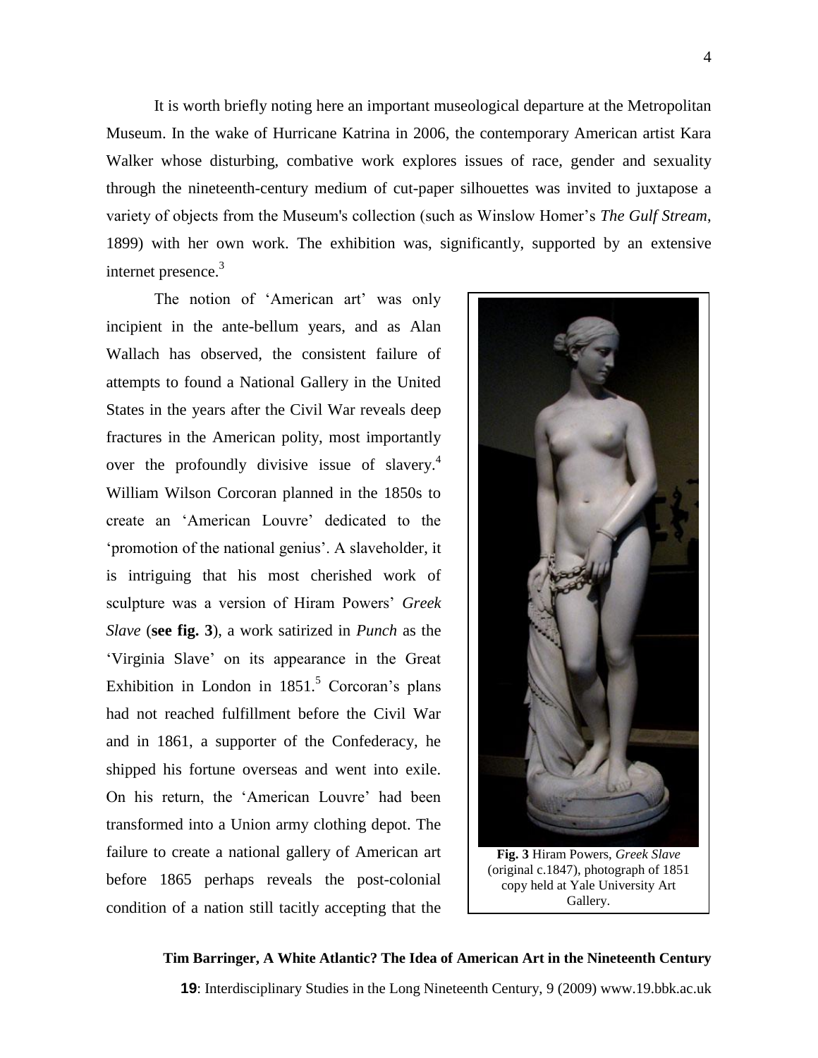It is worth briefly noting here an important museological departure at the Metropolitan Museum. In the wake of Hurricane Katrina in 2006, the contemporary American artist Kara Walker whose disturbing, combative work explores issues of race, gender and sexuality through the nineteenth-century medium of cut-paper silhouettes was invited to juxtapose a variety of objects from the Museum's collection (such as Winslow Homer's *The Gulf Stream*, 1899) with her own work. The exhibition was, significantly, supported by an extensive internet presence.[3]

The notion of 'American art' was only incipient in the ante-bellum years, and as Alan Wallach has observed, the consistent failure of attempts to found a National Gallery in the United States in the years after the Civil War reveals deep fractures in the American polity, most importantly over the profoundly divisive issue of slavery.[4] William Wilson Corcoran planned in the 1850s to create an 'American Louvre' dedicated to the 'promotion of the national genius'. A slaveholder, it is intriguing that his most cherished work of sculpture was a version of Hiram Powers' *Greek Slave* (**see fig. 3**), a work satirized in *Punch* as the 'Virginia Slave' on its appearance in the Great Exhibition in London in 1851.[5] Corcoran's plans had not reached fulfillment before the Civil War and in 1861, a supporter of the Confederacy, he shipped his fortune overseas and went into exile. On his return, the 'American Louvre' had been transformed into a Union army clothing depot. The failure to create a national gallery of American art before 1865 perhaps reveals the post-colonial condition of a nation still tacitly accepting that the

**Fig. 3** Hiram Powers, *Greek Slave* (original c.1847), photograph of 1851 copy held at Yale University Art Gallery.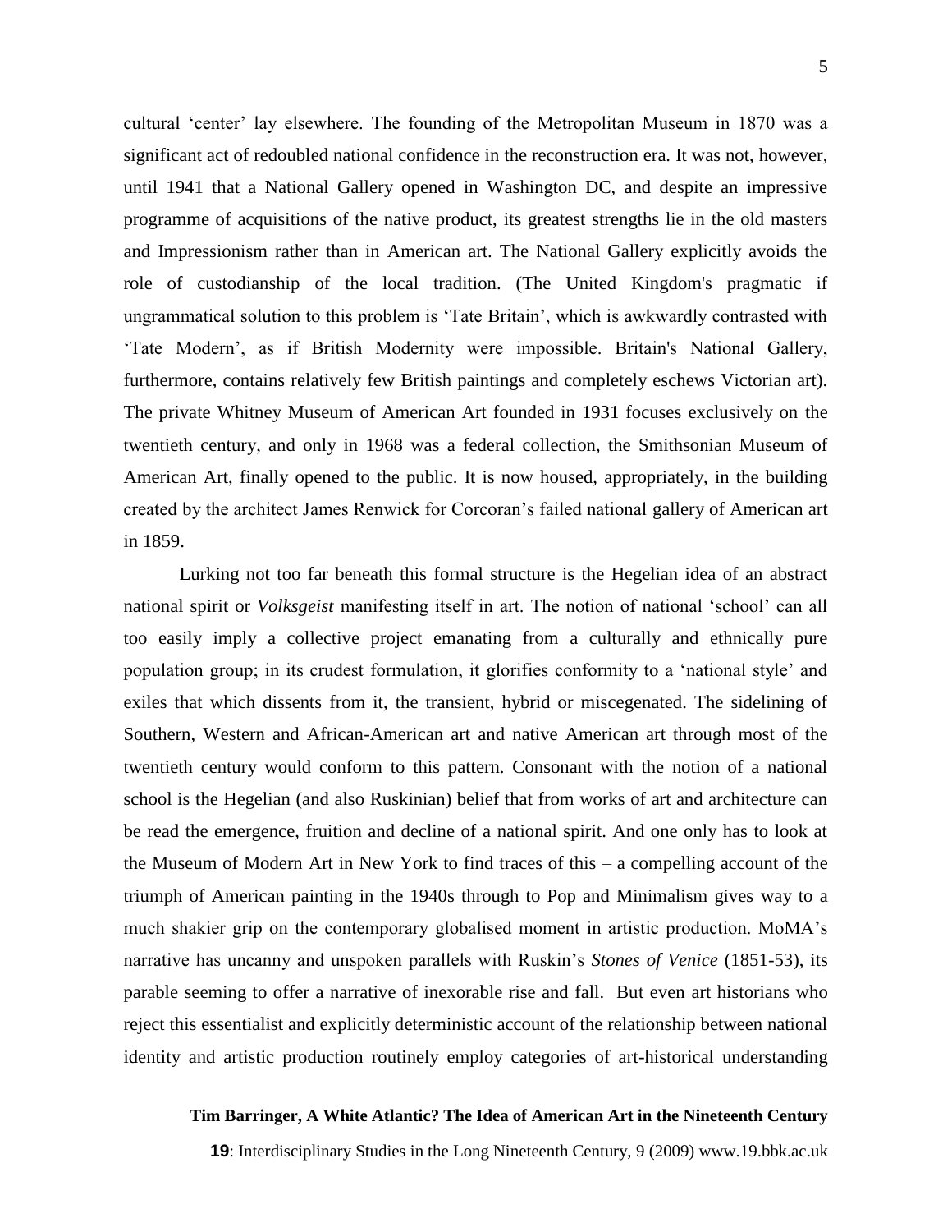cultural 'center' lay elsewhere. The founding of the Metropolitan Museum in 1870 was a significant act of redoubled national confidence in the reconstruction era. It was not, however, until 1941 that a National Gallery opened in Washington DC, and despite an impressive programme of acquisitions of the native product, its greatest strengths lie in the old masters and Impressionism rather than in American art. The National Gallery explicitly avoids the role of custodianship of the local tradition. (The United Kingdom's pragmatic if ungrammatical solution to this problem is 'Tate Britain', which is awkwardly contrasted with 'Tate Modern', as if British Modernity were impossible. Britain's National Gallery, furthermore, contains relatively few British paintings and completely eschews Victorian art). The private Whitney Museum of American Art founded in 1931 focuses exclusively on the twentieth century, and only in 1968 was a federal collection, the Smithsonian Museum of American Art, finally opened to the public. It is now housed, appropriately, in the building created by the architect James Renwick for Corcoran's failed national gallery of American art in 1859.

Lurking not too far beneath this formal structure is the Hegelian idea of an abstract national spirit or *Volksgeist* manifesting itself in art. The notion of national 'school' can all too easily imply a collective project emanating from a culturally and ethnically pure population group; in its crudest formulation, it glorifies conformity to a 'national style' and exiles that which dissents from it, the transient, hybrid or miscegenated. The sidelining of Southern, Western and African-American art and native American art through most of the twentieth century would conform to this pattern. Consonant with the notion of a national school is the Hegelian (and also Ruskinian) belief that from works of art and architecture can be read the emergence, fruition and decline of a national spirit. And one only has to look at the Museum of Modern Art in New York to find traces of this – a compelling account of the triumph of American painting in the 1940s through to Pop and Minimalism gives way to a much shakier grip on the contemporary globalised moment in artistic production. MoMA's narrative has uncanny and unspoken parallels with Ruskin's *Stones of Venice* (1851-53), its parable seeming to offer a narrative of inexorable rise and fall. But even art historians who reject this essentialist and explicitly deterministic account of the relationship between national identity and artistic production routinely employ categories of art-historical understanding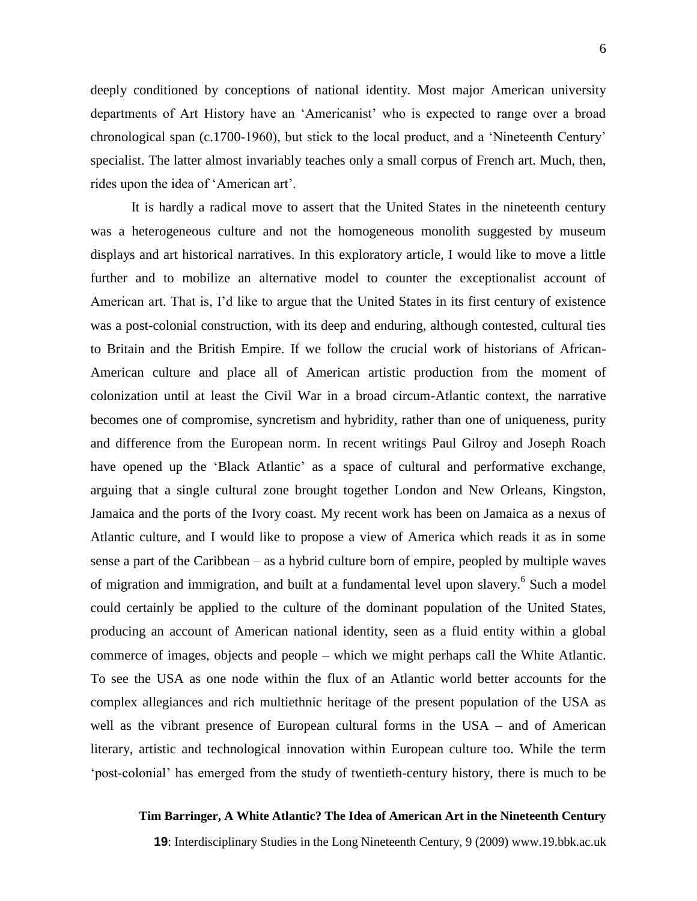deeply conditioned by conceptions of national identity. Most major American university departments of Art History have an 'Americanist' who is expected to range over a broad chronological span (c.1700-1960), but stick to the local product, and a 'Nineteenth Century' specialist. The latter almost invariably teaches only a small corpus of French art. Much, then, rides upon the idea of 'American art'.

It is hardly a radical move to assert that the United States in the nineteenth century was a heterogeneous culture and not the homogeneous monolith suggested by museum displays and art historical narratives. In this exploratory article, I would like to move a little further and to mobilize an alternative model to counter the exceptionalist account of American art. That is, I'd like to argue that the United States in its first century of existence was a post-colonial construction, with its deep and enduring, although contested, cultural ties to Britain and the British Empire. If we follow the crucial work of historians of African-American culture and place all of American artistic production from the moment of colonization until at least the Civil War in a broad circum-Atlantic context, the narrative becomes one of compromise, syncretism and hybridity, rather than one of uniqueness, purity and difference from the European norm. In recent writings Paul Gilroy and Joseph Roach have opened up the 'Black Atlantic' as a space of cultural and performative exchange, arguing that a single cultural zone brought together London and New Orleans, Kingston, Jamaica and the ports of the Ivory coast. My recent work has been on Jamaica as a nexus of Atlantic culture, and I would like to propose a view of America which reads it as in some sense a part of the Caribbean – as a hybrid culture born of empire, peopled by multiple waves of migration and immigration, and built at a fundamental level upon slavery.[6] Such a model could certainly be applied to the culture of the dominant population of the United States, producing an account of American national identity, seen as a fluid entity within a global commerce of images, objects and people – which we might perhaps call the White Atlantic. To see the USA as one node within the flux of an Atlantic world better accounts for the complex allegiances and rich multiethnic heritage of the present population of the USA as well as the vibrant presence of European cultural forms in the USA – and of American literary, artistic and technological innovation within European culture too. While the term 'post-colonial' has emerged from the study of twentieth-century history, there is much to be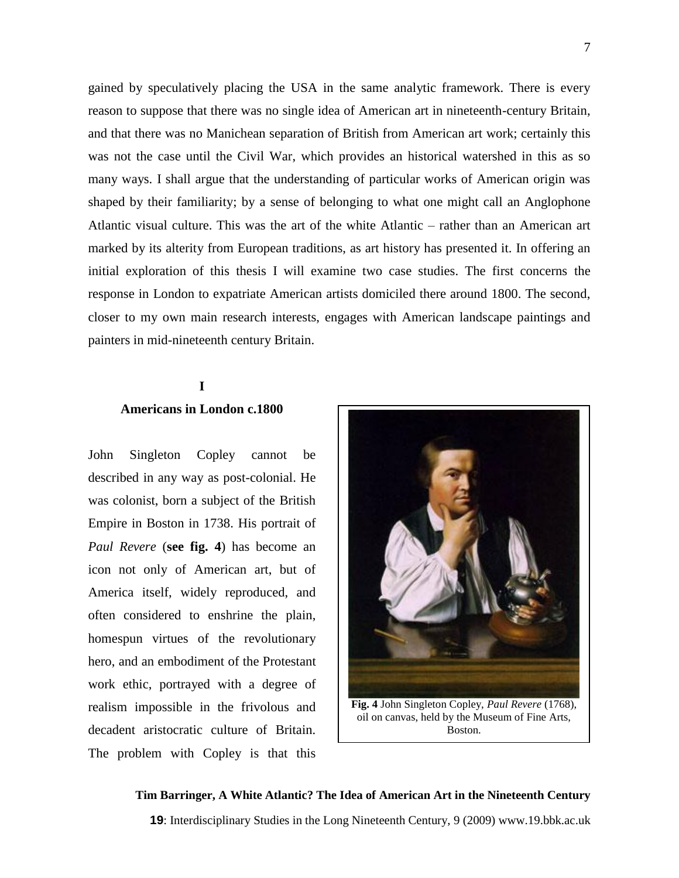gained by speculatively placing the USA in the same analytic framework. There is every reason to suppose that there was no single idea of American art in nineteenth-century Britain, and that there was no Manichean separation of British from American art work; certainly this was not the case until the Civil War, which provides an historical watershed in this as so many ways. I shall argue that the understanding of particular works of American origin was shaped by their familiarity; by a sense of belonging to what one might call an Anglophone Atlantic visual culture. This was the art of the white Atlantic – rather than an American art marked by its alterity from European traditions, as art history has presented it. In offering an initial exploration of this thesis I will examine two case studies. The first concerns the response in London to expatriate American artists domiciled there around 1800. The second, closer to my own main research interests, engages with American landscape paintings and painters in mid-nineteenth century Britain.

## I

## Americans in London c.1800

John Singleton Copley cannot be described in any way as post-colonial. He was colonist, born a subject of the British Empire in Boston in 1738. His portrait of *Paul Revere* (**see fig. 4**) has become an icon not only of American art, but of America itself, widely reproduced, and often considered to enshrine the plain, homespun virtues of the revolutionary hero, and an embodiment of the Protestant work ethic, portrayed with a degree of realism impossible in the frivolous and decadent aristocratic culture of Britain. The problem with Copley is that this

**Fig. 4** John Singleton Copley, *Paul Revere* (1768), oil on canvas, held by the Museum of Fine Arts, Boston.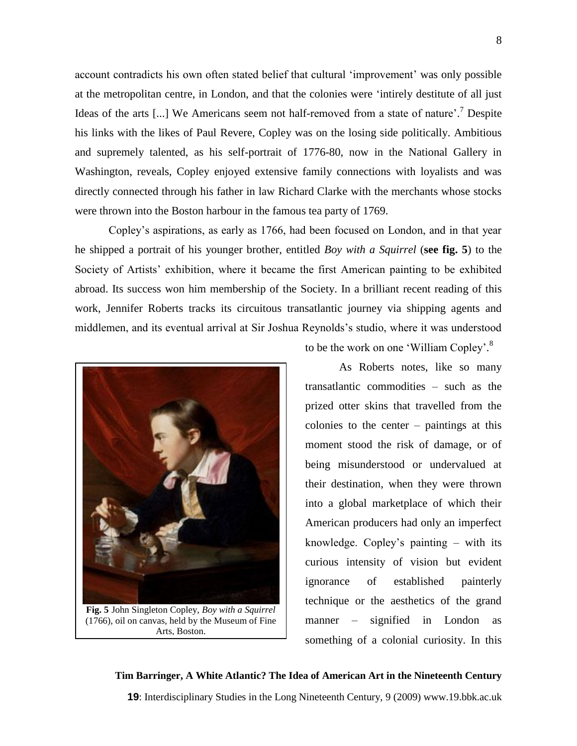account contradicts his own often stated belief that cultural 'improvement' was only possible at the metropolitan centre, in London, and that the colonies were 'intirely destitute of all just Ideas of the arts [...] We Americans seem not half-removed from a state of nature'.[7] Despite his links with the likes of Paul Revere, Copley was on the losing side politically. Ambitious and supremely talented, as his self-portrait of 1776-80, now in the National Gallery in Washington, reveals, Copley enjoyed extensive family connections with loyalists and was directly connected through his father in law Richard Clarke with the merchants whose stocks were thrown into the Boston harbour in the famous tea party of 1769.

Copley's aspirations, as early as 1766, had been focused on London, and in that year he shipped a portrait of his younger brother, entitled *Boy with a Squirrel* (**see fig. 5**) to the Society of Artists' exhibition, where it became the first American painting to be exhibited abroad. Its success won him membership of the Society. In a brilliant recent reading of this work, Jennifer Roberts tracks its circuitous transatlantic journey via shipping agents and middlemen, and its eventual arrival at Sir Joshua Reynolds's studio, where it was understood to be the work on one 'William Copley'.[8]

**Fig. 5** John Singleton Copley, *Boy with a Squirrel* (1766), oil on canvas, held by the Museum of Fine Arts, Boston.

As Roberts notes, like so many transatlantic commodities – such as the prized otter skins that travelled from the colonies to the center – paintings at this moment stood the risk of damage, or of being misunderstood or undervalued at their destination, when they were thrown into a global marketplace of which their American producers had only an imperfect knowledge. Copley's painting – with its curious intensity of vision but evident ignorance of established painterly technique or the aesthetics of the grand manner – signified in London as something of a colonial curiosity. In this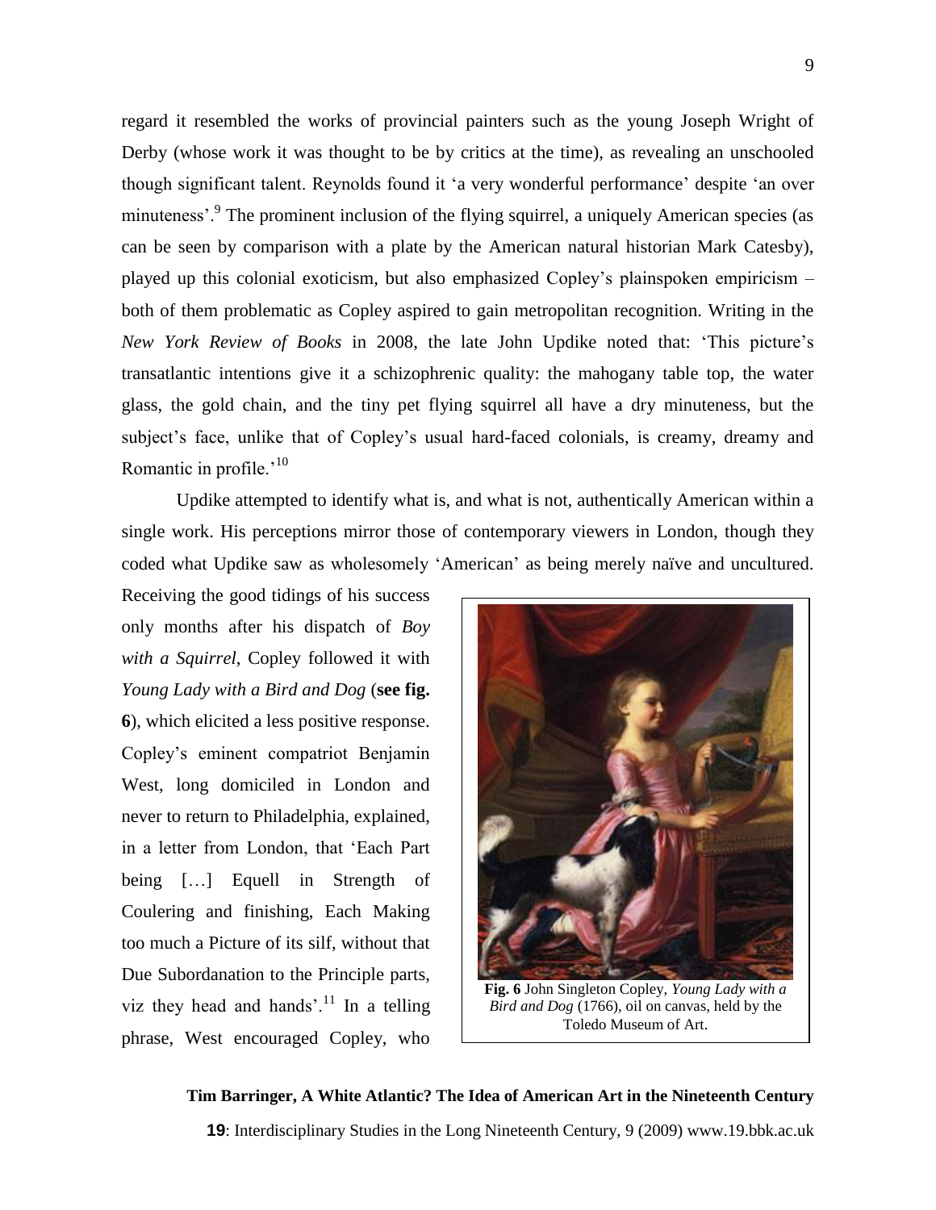regard it resembled the works of provincial painters such as the young Joseph Wright of Derby (whose work it was thought to be by critics at the time), as revealing an unschooled though significant talent. Reynolds found it 'a very wonderful performance' despite 'an over minuteness'.[9] The prominent inclusion of the flying squirrel, a uniquely American species (as can be seen by comparison with a plate by the American natural historian Mark Catesby), played up this colonial exoticism, but also emphasized Copley's plainspoken empiricism – both of them problematic as Copley aspired to gain metropolitan recognition. Writing in the *New York Review of Books* in 2008, the late John Updike noted that: 'This picture's transatlantic intentions give it a schizophrenic quality: the mahogany table top, the water glass, the gold chain, and the tiny pet flying squirrel all have a dry minuteness, but the subject's face, unlike that of Copley's usual hard-faced colonials, is creamy, dreamy and Romantic in profile.'[10]

Updike attempted to identify what is, and what is not, authentically American within a single work. His perceptions mirror those of contemporary viewers in London, though they coded what Updike saw as wholesomely 'American' as being merely naïve and uncultured. Receiving the good tidings of his success only months after his dispatch of *Boy with a Squirrel*, Copley followed it with *Young Lady with a Bird and Dog* (**see fig. 6**), which elicited a less positive response. Copley's eminent compatriot Benjamin West, long domiciled in London and never to return to Philadelphia, explained, in a letter from London, that 'Each Part being […] Equell in Strength of Coulering and finishing, Each Making too much a Picture of its silf, without that Due Subordanation to the Principle parts, viz they head and hands'.[11] In a telling phrase, West encouraged Copley, who

**Fig. 6** John Singleton Copley, *Young Lady with a Bird and Dog* (1766), oil on canvas, held by the Toledo Museum of Art.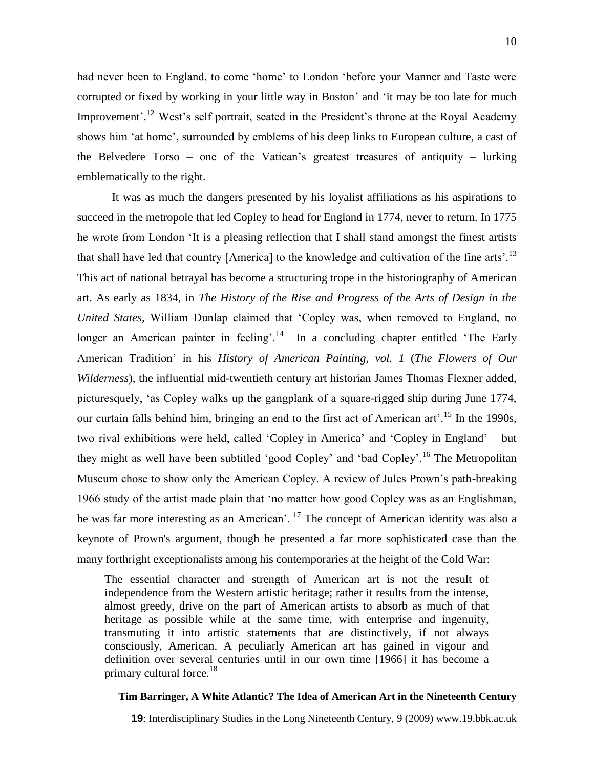had never been to England, to come 'home' to London 'before your Manner and Taste were corrupted or fixed by working in your little way in Boston' and 'it may be too late for much Improvement'.[12] West's self portrait, seated in the President's throne at the Royal Academy shows him 'at home', surrounded by emblems of his deep links to European culture, a cast of the Belvedere Torso – one of the Vatican's greatest treasures of antiquity – lurking emblematically to the right.

It was as much the dangers presented by his loyalist affiliations as his aspirations to succeed in the metropole that led Copley to head for England in 1774, never to return. In 1775 he wrote from London 'It is a pleasing reflection that I shall stand amongst the finest artists that shall have led that country [America] to the knowledge and cultivation of the fine arts'.[13] This act of national betrayal has become a structuring trope in the historiography of American art. As early as 1834, in *The History of the Rise and Progress of the Arts of Design in the United States,* William Dunlap claimed that 'Copley was, when removed to England, no longer an American painter in feeling'.[14] In a concluding chapter entitled 'The Early American Tradition' in his *History of American Painting, vol. 1* (*The Flowers of Our Wilderness*), the influential mid-twentieth century art historian James Thomas Flexner added, picturesquely, 'as Copley walks up the gangplank of a square-rigged ship during June 1774, our curtain falls behind him, bringing an end to the first act of American art'.[15] In the 1990s, two rival exhibitions were held, called 'Copley in America' and 'Copley in England' – but they might as well have been subtitled 'good Copley' and 'bad Copley'.[16] The Metropolitan Museum chose to show only the American Copley. A review of Jules Prown's path-breaking 1966 study of the artist made plain that 'no matter how good Copley was as an Englishman, he was far more interesting as an American'.[17] The concept of American identity was also a keynote of Prown's argument, though he presented a far more sophisticated case than the many forthright exceptionalists among his contemporaries at the height of the Cold War:

> The essential character and strength of American art is not the result of independence from the Western artistic heritage; rather it results from the intense, almost greedy, drive on the part of American artists to absorb as much of that heritage as possible while at the same time, with enterprise and ingenuity, transmuting it into artistic statements that are distinctively, if not always consciously, American. A peculiarly American art has gained in vigour and definition over several centuries until in our own time [1966] it has become a primary cultural force.[18]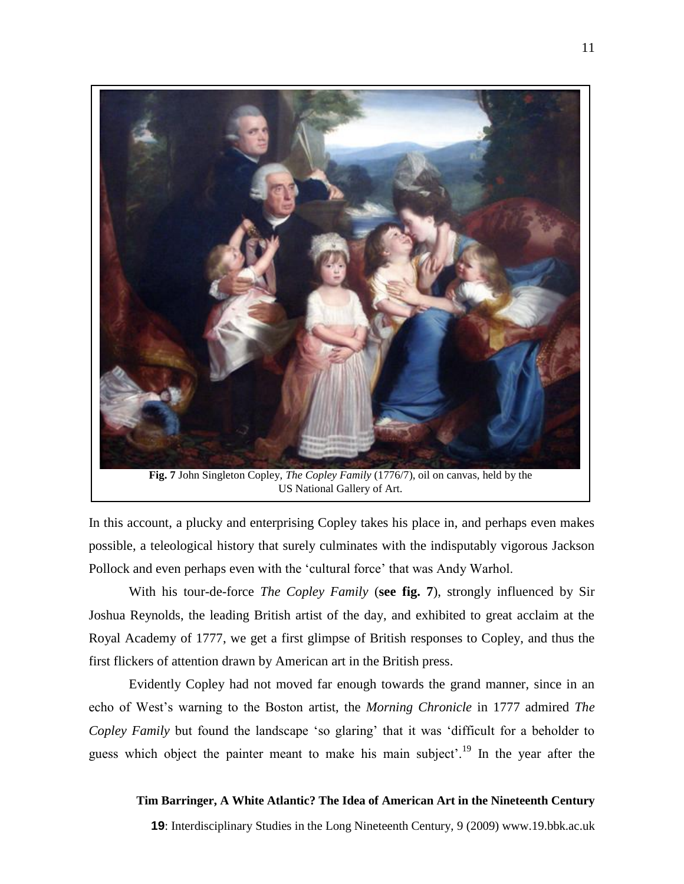**Fig. 7** John Singleton Copley, *The Copley Family* (1776/7), oil on canvas, held by the US National Gallery of Art.

In this account, a plucky and enterprising Copley takes his place in, and perhaps even makes possible, a teleological history that surely culminates with the indisputably vigorous Jackson Pollock and even perhaps even with the 'cultural force' that was Andy Warhol.

With his tour-de-force *The Copley Family* (**see fig. 7**), strongly influenced by Sir Joshua Reynolds, the leading British artist of the day, and exhibited to great acclaim at the Royal Academy of 1777, we get a first glimpse of British responses to Copley, and thus the first flickers of attention drawn by American art in the British press.

Evidently Copley had not moved far enough towards the grand manner, since in an echo of West's warning to the Boston artist, the *Morning Chronicle* in 1777 admired *The Copley Family* but found the landscape 'so glaring' that it was 'difficult for a beholder to guess which object the painter meant to make his main subject'.[19] In the year after the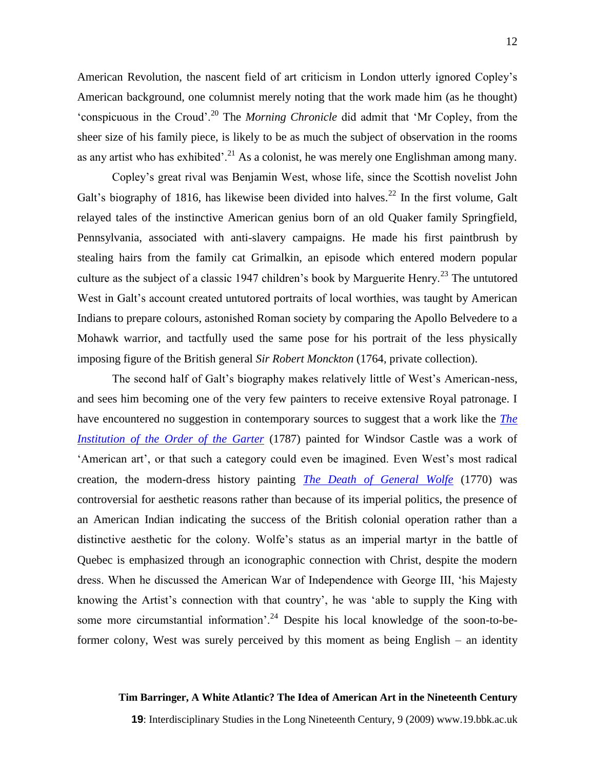American Revolution, the nascent field of art criticism in London utterly ignored Copley's American background, one columnist merely noting that the work made him (as he thought) 'conspicuous in the Croud'.[20] The *Morning Chronicle* did admit that 'Mr Copley, from the sheer size of his family piece, is likely to be as much the subject of observation in the rooms as any artist who has exhibited'.[21] As a colonist, he was merely one Englishman among many.

Copley's great rival was Benjamin West, whose life, since the Scottish novelist John Galt's biography of 1816, has likewise been divided into halves.[22] In the first volume, Galt relayed tales of the instinctive American genius born of an old Quaker family Springfield, Pennsylvania, associated with anti-slavery campaigns. He made his first paintbrush by stealing hairs from the family cat Grimalkin, an episode which entered modern popular culture as the subject of a classic 1947 children's book by Marguerite Henry.[23] The untutored West in Galt's account created untutored portraits of local worthies, was taught by American Indians to prepare colours, astonished Roman society by comparing the Apollo Belvedere to a Mohawk warrior, and tactfully used the same pose for his portrait of the less physically imposing figure of the British general *Sir Robert Monckton* (1764, private collection).

The second half of Galt's biography makes relatively little of West's American-ness, and sees him becoming one of the very few painters to receive extensive Royal patronage. I have encountered no suggestion in contemporary sources to suggest that a work like the *The Institution of the Order of the Garter* (1787) painted for Windsor Castle was a work of 'American art', or that such a category could even be imagined. Even West's most radical creation, the modern-dress history painting *The Death of General Wolfe* (1770) was controversial for aesthetic reasons rather than because of its imperial politics, the presence of an American Indian indicating the success of the British colonial operation rather than a distinctive aesthetic for the colony. Wolfe's status as an imperial martyr in the battle of Quebec is emphasized through an iconographic connection with Christ, despite the modern dress. When he discussed the American War of Independence with George III, 'his Majesty knowing the Artist's connection with that country', he was 'able to supply the King with some more circumstantial information'.[24] Despite his local knowledge of the soon-to-be-former colony, West was surely perceived by this moment as being English – an identity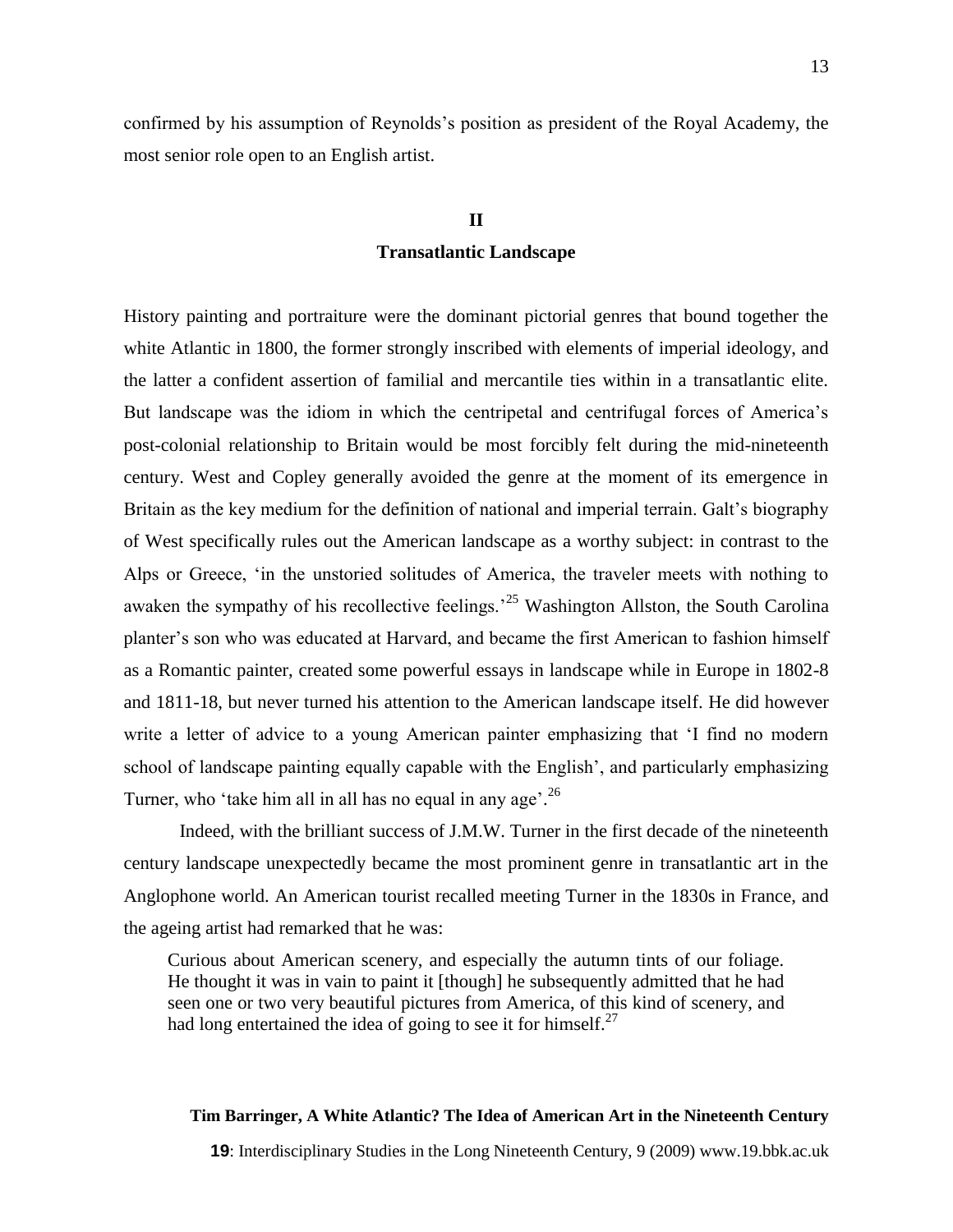confirmed by his assumption of Reynolds's position as president of the Royal Academy, the most senior role open to an English artist.

## II

## Transatlantic Landscape

History painting and portraiture were the dominant pictorial genres that bound together the white Atlantic in 1800, the former strongly inscribed with elements of imperial ideology, and the latter a confident assertion of familial and mercantile ties within in a transatlantic elite. But landscape was the idiom in which the centripetal and centrifugal forces of America's post-colonial relationship to Britain would be most forcibly felt during the mid-nineteenth century. West and Copley generally avoided the genre at the moment of its emergence in Britain as the key medium for the definition of national and imperial terrain. Galt's biography of West specifically rules out the American landscape as a worthy subject: in contrast to the Alps or Greece, 'in the unstoried solitudes of America, the traveler meets with nothing to awaken the sympathy of his recollective feelings.'[25] Washington Allston, the South Carolina planter's son who was educated at Harvard, and became the first American to fashion himself as a Romantic painter, created some powerful essays in landscape while in Europe in 1802-8 and 1811-18, but never turned his attention to the American landscape itself. He did however write a letter of advice to a young American painter emphasizing that 'I find no modern school of landscape painting equally capable with the English', and particularly emphasizing Turner, who 'take him all in all has no equal in any age'.[26]

Indeed, with the brilliant success of J.M.W. Turner in the first decade of the nineteenth century landscape unexpectedly became the most prominent genre in transatlantic art in the Anglophone world. An American tourist recalled meeting Turner in the 1830s in France, and the ageing artist had remarked that he was:

> Curious about American scenery, and especially the autumn tints of our foliage. He thought it was in vain to paint it [though] he subsequently admitted that he had seen one or two very beautiful pictures from America, of this kind of scenery, and had long entertained the idea of going to see it for himself.[27]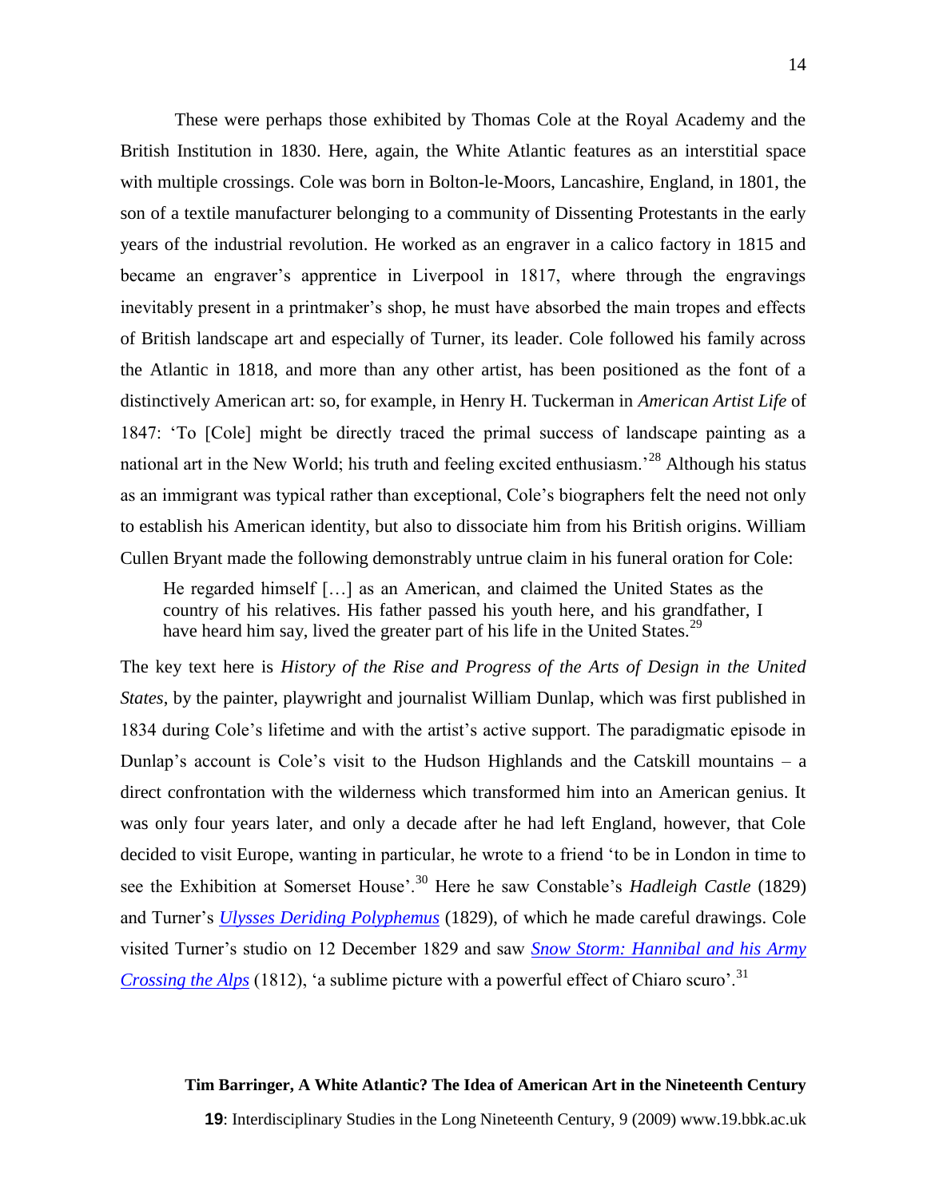These were perhaps those exhibited by Thomas Cole at the Royal Academy and the British Institution in 1830. Here, again, the White Atlantic features as an interstitial space with multiple crossings. Cole was born in Bolton-le-Moors, Lancashire, England, in 1801, the son of a textile manufacturer belonging to a community of Dissenting Protestants in the early years of the industrial revolution. He worked as an engraver in a calico factory in 1815 and became an engraver's apprentice in Liverpool in 1817, where through the engravings inevitably present in a printmaker's shop, he must have absorbed the main tropes and effects of British landscape art and especially of Turner, its leader. Cole followed his family across the Atlantic in 1818, and more than any other artist, has been positioned as the font of a distinctively American art: so, for example, in Henry H. Tuckerman in *American Artist Life* of 1847: 'To [Cole] might be directly traced the primal success of landscape painting as a national art in the New World; his truth and feeling excited enthusiasm.'[28] Although his status as an immigrant was typical rather than exceptional, Cole's biographers felt the need not only to establish his American identity, but also to dissociate him from his British origins. William Cullen Bryant made the following demonstrably untrue claim in his funeral oration for Cole:

> He regarded himself […] as an American, and claimed the United States as the country of his relatives. His father passed his youth here, and his grandfather, I have heard him say, lived the greater part of his life in the United States.[29]

The key text here is *History of the Rise and Progress of the Arts of Design in the United States*, by the painter, playwright and journalist William Dunlap, which was first published in 1834 during Cole's lifetime and with the artist's active support. The paradigmatic episode in Dunlap's account is Cole's visit to the Hudson Highlands and the Catskill mountains – a direct confrontation with the wilderness which transformed him into an American genius. It was only four years later, and only a decade after he had left England, however, that Cole decided to visit Europe, wanting in particular, he wrote to a friend 'to be in London in time to see the Exhibition at Somerset House'.[30] Here he saw Constable's *Hadleigh Castle* (1829) and Turner's *Ulysses Deriding Polyphemus* (1829), of which he made careful drawings. Cole visited Turner's studio on 12 December 1829 and saw *Snow Storm: Hannibal and his Army Crossing the Alps* (1812), 'a sublime picture with a powerful effect of Chiaro scuro'.[31]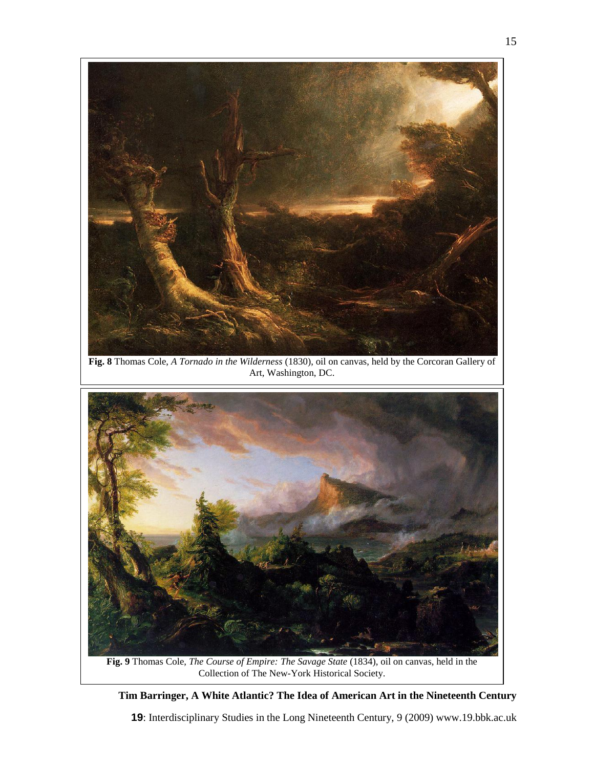**Fig. 8** Thomas Cole, *A Tornado in the Wilderness* (1830), oil on canvas, held by the Corcoran Gallery of Art, Washington, DC.

**Fig. 9** Thomas Cole, *The Course of Empire: The Savage State* (1834), oil on canvas, held in the Collection of The New-York Historical Society.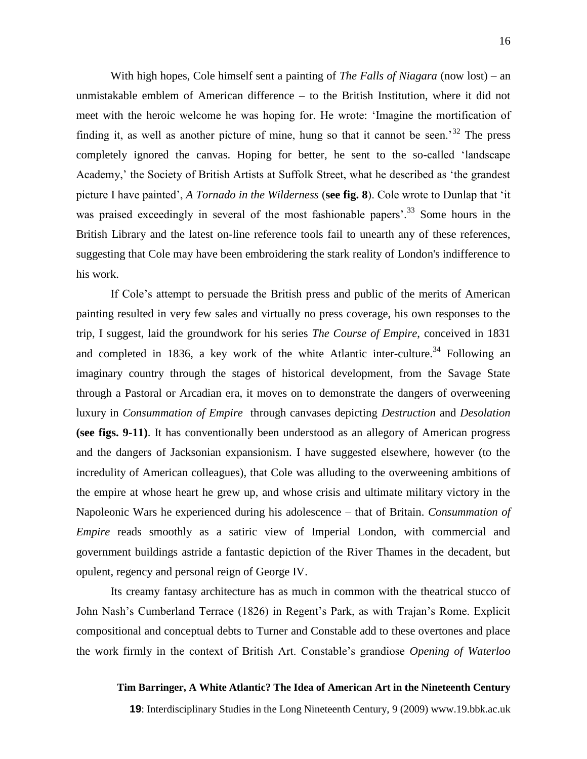With high hopes, Cole himself sent a painting of *The Falls of Niagara* (now lost) – an unmistakable emblem of American difference – to the British Institution, where it did not meet with the heroic welcome he was hoping for. He wrote: 'Imagine the mortification of finding it, as well as another picture of mine, hung so that it cannot be seen.'[32] The press completely ignored the canvas. Hoping for better, he sent to the so-called 'landscape Academy,' the Society of British Artists at Suffolk Street, what he described as 'the grandest picture I have painted', *A Tornado in the Wilderness* (**see fig. 8**). Cole wrote to Dunlap that 'it was praised exceedingly in several of the most fashionable papers'.[33] Some hours in the British Library and the latest on-line reference tools fail to unearth any of these references, suggesting that Cole may have been embroidering the stark reality of London's indifference to his work.

If Cole's attempt to persuade the British press and public of the merits of American painting resulted in very few sales and virtually no press coverage, his own responses to the trip, I suggest, laid the groundwork for his series *The Course of Empire*, conceived in 1831 and completed in 1836, a key work of the white Atlantic inter-culture.[34] Following an imaginary country through the stages of historical development, from the Savage State through a Pastoral or Arcadian era, it moves on to demonstrate the dangers of overweening luxury in *Consummation of Empire* through canvases depicting *Destruction* and *Desolation* **(see figs. 9-11)**. It has conventionally been understood as an allegory of American progress and the dangers of Jacksonian expansionism. I have suggested elsewhere, however (to the incredulity of American colleagues), that Cole was alluding to the overweening ambitions of the empire at whose heart he grew up, and whose crisis and ultimate military victory in the Napoleonic Wars he experienced during his adolescence – that of Britain. *Consummation of Empire* reads smoothly as a satiric view of Imperial London, with commercial and government buildings astride a fantastic depiction of the River Thames in the decadent, but opulent, regency and personal reign of George IV.

Its creamy fantasy architecture has as much in common with the theatrical stucco of John Nash's Cumberland Terrace (1826) in Regent's Park, as with Trajan's Rome. Explicit compositional and conceptual debts to Turner and Constable add to these overtones and place the work firmly in the context of British Art. Constable's grandiose *Opening of Waterloo*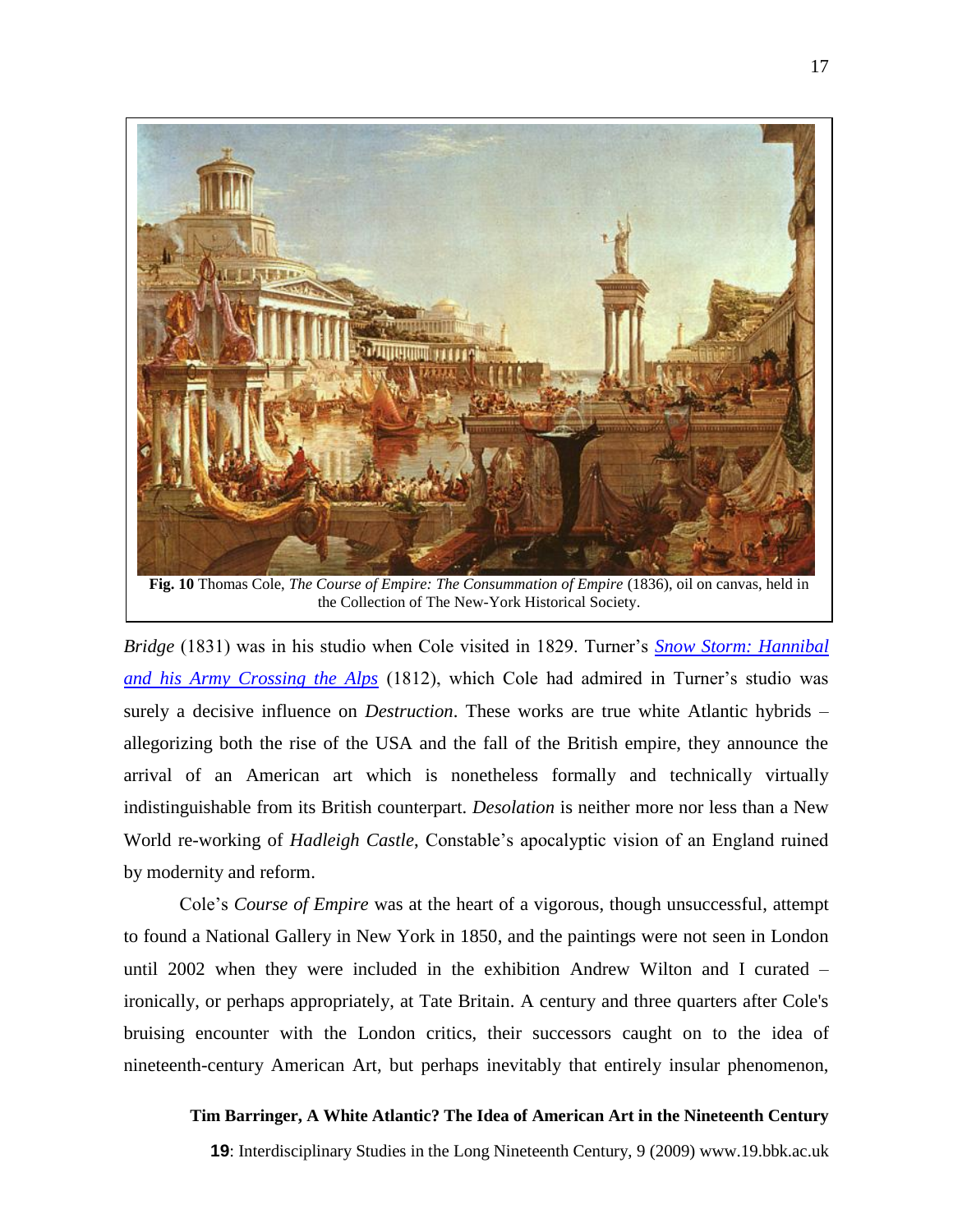**Fig. 10** Thomas Cole, *The Course of Empire: The Consummation of Empire* (1836), oil on canvas, held in the Collection of The New-York Historical Society.

*Bridge* (1831) was in his studio when Cole visited in 1829. Turner's *Snow Storm: Hannibal and his Army Crossing the Alps* (1812), which Cole had admired in Turner's studio was surely a decisive influence on *Destruction*. These works are true white Atlantic hybrids – allegorizing both the rise of the USA and the fall of the British empire, they announce the arrival of an American art which is nonetheless formally and technically virtually indistinguishable from its British counterpart. *Desolation* is neither more nor less than a New World re-working of *Hadleigh Castle*, Constable's apocalyptic vision of an England ruined by modernity and reform.

Cole's *Course of Empire* was at the heart of a vigorous, though unsuccessful, attempt to found a National Gallery in New York in 1850, and the paintings were not seen in London until 2002 when they were included in the exhibition Andrew Wilton and I curated – ironically, or perhaps appropriately, at Tate Britain. A century and three quarters after Cole's bruising encounter with the London critics, their successors caught on to the idea of nineteenth-century American Art, but perhaps inevitably that entirely insular phenomenon,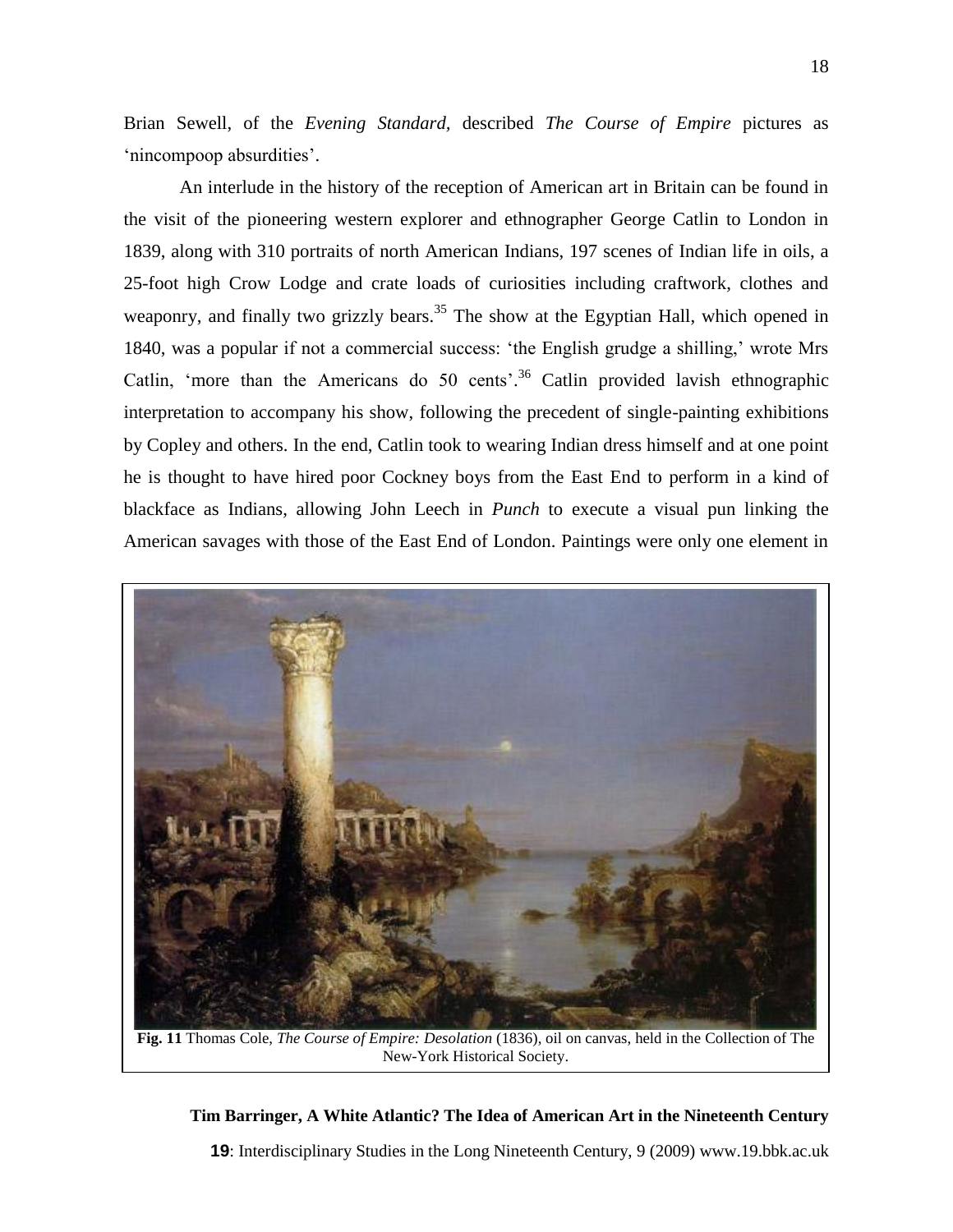Brian Sewell, of the *Evening Standard*, described *The Course of Empire* pictures as 'nincompoop absurdities'.

An interlude in the history of the reception of American art in Britain can be found in the visit of the pioneering western explorer and ethnographer George Catlin to London in 1839, along with 310 portraits of north American Indians, 197 scenes of Indian life in oils, a 25-foot high Crow Lodge and crate loads of curiosities including craftwork, clothes and weaponry, and finally two grizzly bears.[35] The show at the Egyptian Hall, which opened in 1840, was a popular if not a commercial success: 'the English grudge a shilling,' wrote Mrs Catlin, 'more than the Americans do 50 cents'.[36] Catlin provided lavish ethnographic interpretation to accompany his show, following the precedent of single-painting exhibitions by Copley and others. In the end, Catlin took to wearing Indian dress himself and at one point he is thought to have hired poor Cockney boys from the East End to perform in a kind of blackface as Indians, allowing John Leech in *Punch* to execute a visual pun linking the American savages with those of the East End of London. Paintings were only one element in

**Fig. 11** Thomas Cole, *The Course of Empire: Desolation* (1836), oil on canvas, held in the Collection of The New-York Historical Society.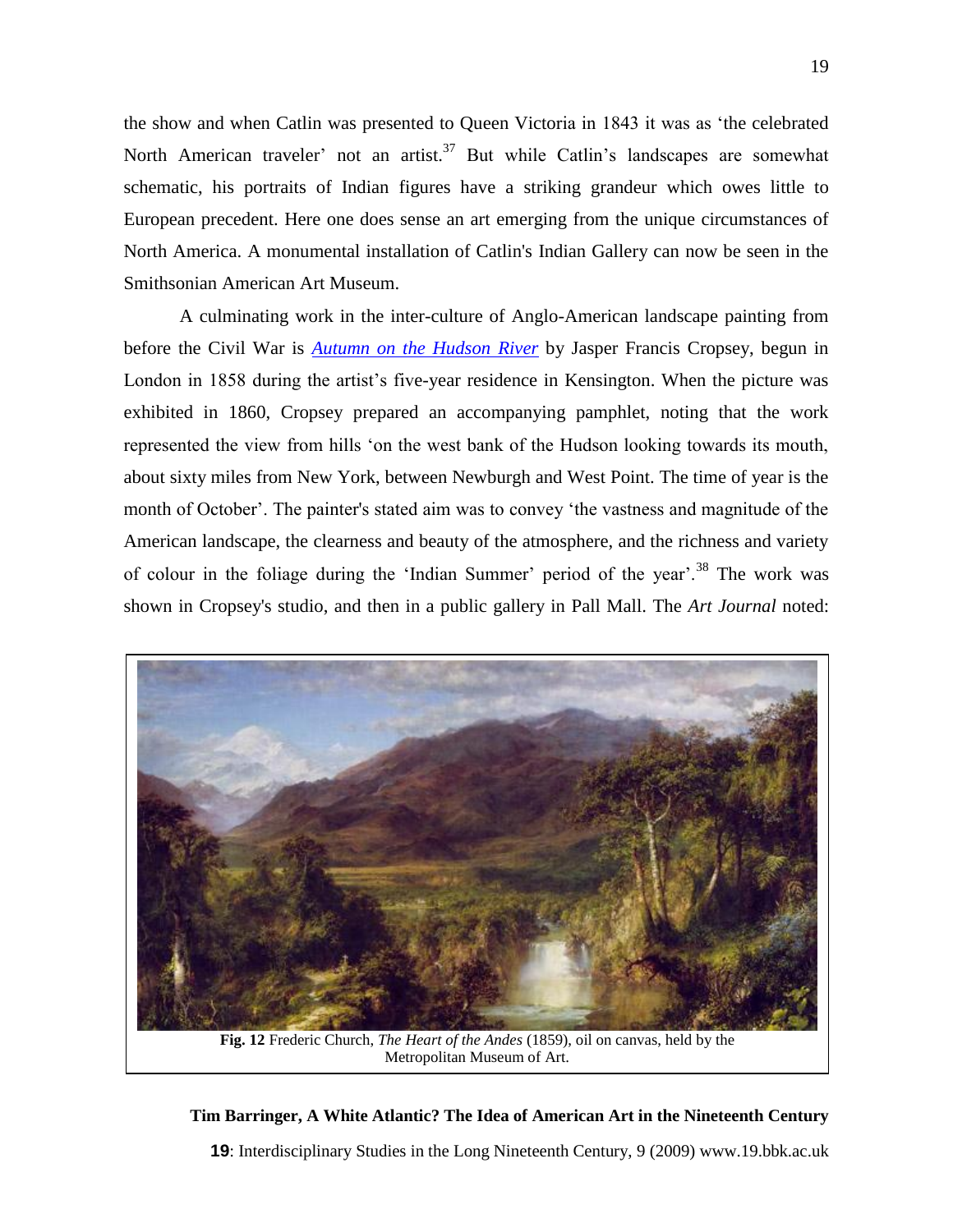the show and when Catlin was presented to Queen Victoria in 1843 it was as 'the celebrated North American traveler' not an artist.[37] But while Catlin's landscapes are somewhat schematic, his portraits of Indian figures have a striking grandeur which owes little to European precedent. Here one does sense an art emerging from the unique circumstances of North America. A monumental installation of Catlin's Indian Gallery can now be seen in the Smithsonian American Art Museum.

A culminating work in the inter-culture of Anglo-American landscape painting from before the Civil War is *Autumn on the Hudson River* by Jasper Francis Cropsey, begun in London in 1858 during the artist's five-year residence in Kensington. When the picture was exhibited in 1860, Cropsey prepared an accompanying pamphlet, noting that the work represented the view from hills 'on the west bank of the Hudson looking towards its mouth, about sixty miles from New York, between Newburgh and West Point. The time of year is the month of October'. The painter's stated aim was to convey 'the vastness and magnitude of the American landscape, the clearness and beauty of the atmosphere, and the richness and variety of colour in the foliage during the 'Indian Summer' period of the year'.[38] The work was shown in Cropsey's studio, and then in a public gallery in Pall Mall. The *Art Journal* noted:

**Fig. 12** Frederic Church, *The Heart of the Andes* (1859), oil on canvas, held by the Metropolitan Museum of Art.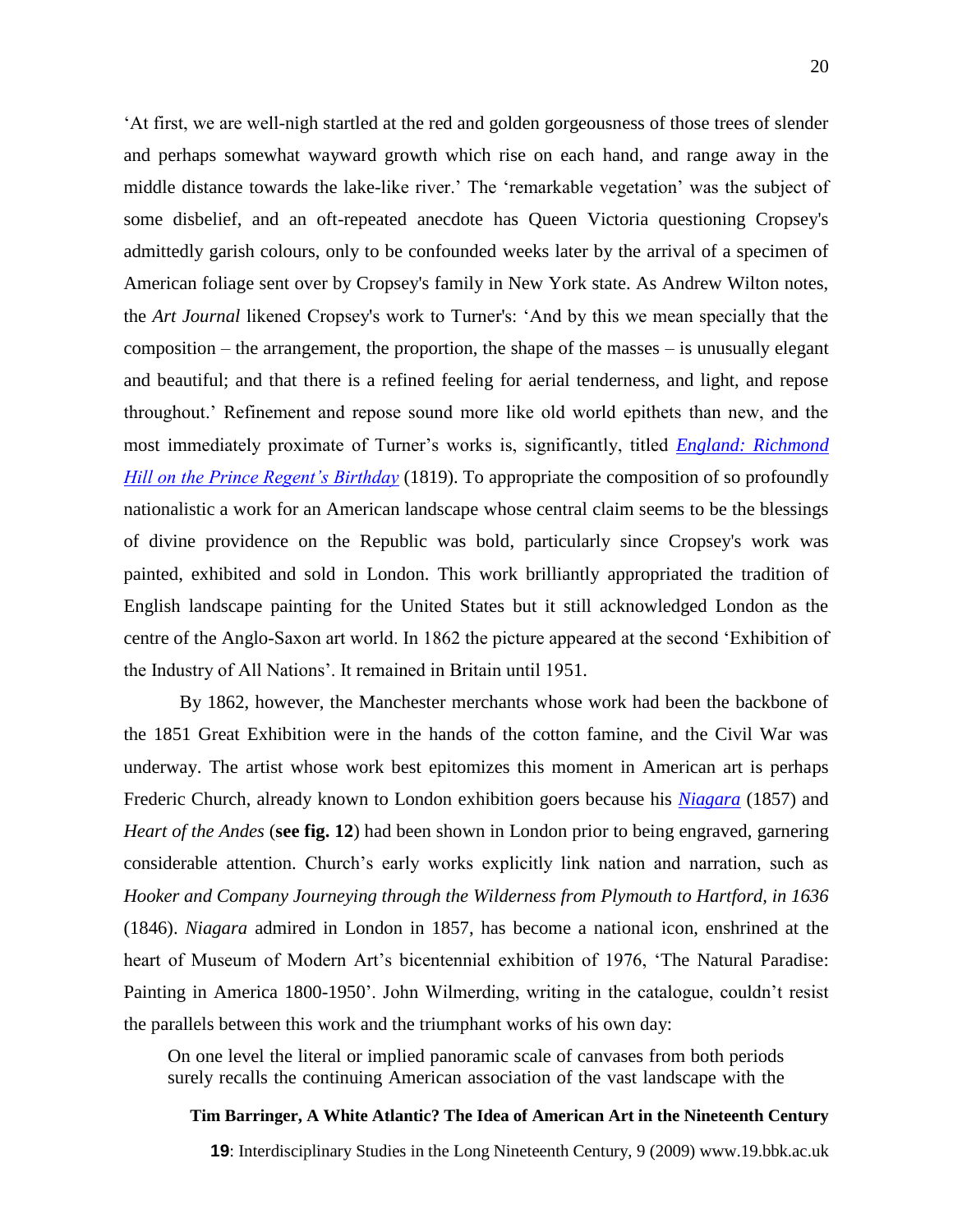'At first, we are well-nigh startled at the red and golden gorgeousness of those trees of slender and perhaps somewhat wayward growth which rise on each hand, and range away in the middle distance towards the lake-like river.' The 'remarkable vegetation' was the subject of some disbelief, and an oft-repeated anecdote has Queen Victoria questioning Cropsey's admittedly garish colours, only to be confounded weeks later by the arrival of a specimen of American foliage sent over by Cropsey's family in New York state. As Andrew Wilton notes, the *Art Journal* likened Cropsey's work to Turner's: 'And by this we mean specially that the composition – the arrangement, the proportion, the shape of the masses – is unusually elegant and beautiful; and that there is a refined feeling for aerial tenderness, and light, and repose throughout.' Refinement and repose sound more like old world epithets than new, and the most immediately proximate of Turner's works is, significantly, titled *England: Richmond Hill on the Prince Regent's Birthday* (1819). To appropriate the composition of so profoundly nationalistic a work for an American landscape whose central claim seems to be the blessings of divine providence on the Republic was bold, particularly since Cropsey's work was painted, exhibited and sold in London. This work brilliantly appropriated the tradition of English landscape painting for the United States but it still acknowledged London as the centre of the Anglo-Saxon art world. In 1862 the picture appeared at the second 'Exhibition of the Industry of All Nations'. It remained in Britain until 1951.

By 1862, however, the Manchester merchants whose work had been the backbone of the 1851 Great Exhibition were in the hands of the cotton famine, and the Civil War was underway. The artist whose work best epitomizes this moment in American art is perhaps Frederic Church, already known to London exhibition goers because his *Niagara* (1857) and *Heart of the Andes* (**see fig. 12**) had been shown in London prior to being engraved, garnering considerable attention. Church's early works explicitly link nation and narration, such as *Hooker and Company Journeying through the Wilderness from Plymouth to Hartford, in 1636* (1846). *Niagara* admired in London in 1857, has become a national icon, enshrined at the heart of Museum of Modern Art's bicentennial exhibition of 1976, 'The Natural Paradise: Painting in America 1800-1950'. John Wilmerding, writing in the catalogue, couldn't resist the parallels between this work and the triumphant works of his own day:

> On one level the literal or implied panoramic scale of canvases from both periods surely recalls the continuing American association of the vast landscape with the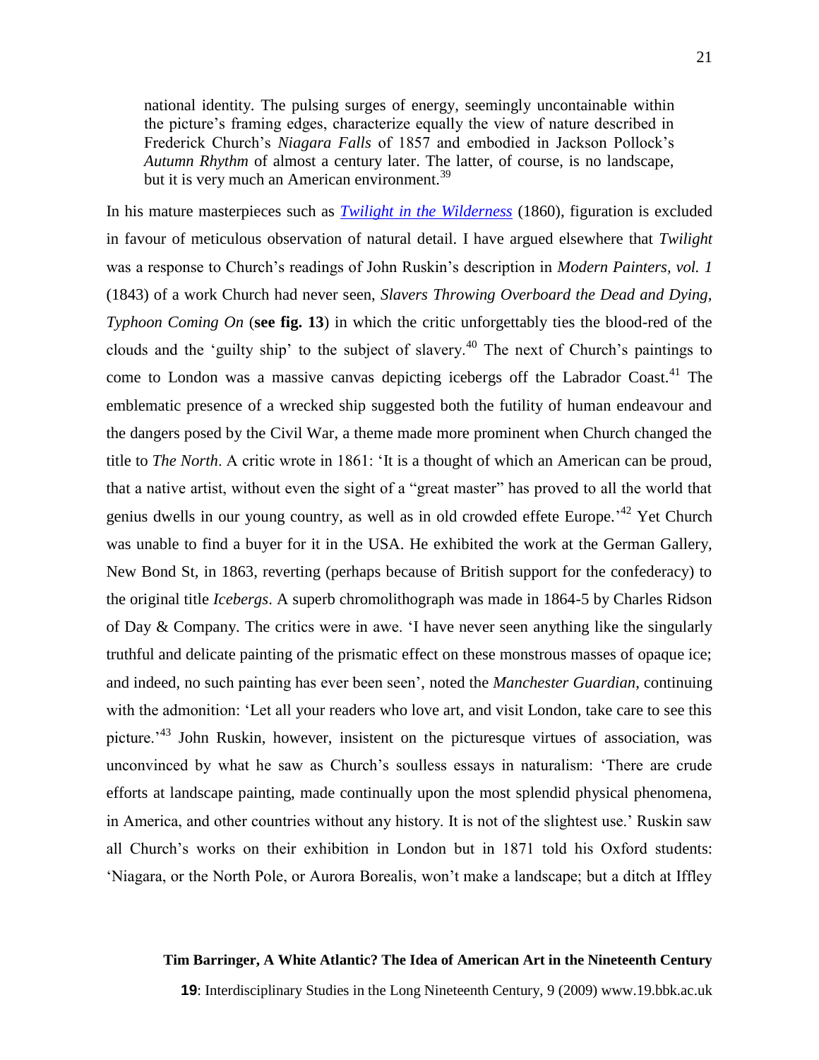> national identity. The pulsing surges of energy, seemingly uncontainable within the picture's framing edges, characterize equally the view of nature described in Frederick Church's *Niagara Falls* of 1857 and embodied in Jackson Pollock's *Autumn Rhythm* of almost a century later. The latter, of course, is no landscape, but it is very much an American environment.[39]

In his mature masterpieces such as [*Twilight in the Wilderness*]() (1860), figuration is excluded in favour of meticulous observation of natural detail. I have argued elsewhere that *Twilight* was a response to Church's readings of John Ruskin's description in *Modern Painters, vol. 1* (1843) of a work Church had never seen, *Slavers Throwing Overboard the Dead and Dying, Typhoon Coming On* (**see fig. 13**) in which the critic unforgettably ties the blood-red of the clouds and the 'guilty ship' to the subject of slavery.[40] The next of Church's paintings to come to London was a massive canvas depicting icebergs off the Labrador Coast.[41] The emblematic presence of a wrecked ship suggested both the futility of human endeavour and the dangers posed by the Civil War, a theme made more prominent when Church changed the title to *The North*. A critic wrote in 1861: 'It is a thought of which an American can be proud, that a native artist, without even the sight of a "great master" has proved to all the world that genius dwells in our young country, as well as in old crowded effete Europe.'[42] Yet Church was unable to find a buyer for it in the USA. He exhibited the work at the German Gallery, New Bond St, in 1863, reverting (perhaps because of British support for the confederacy) to the original title *Icebergs*. A superb chromolithograph was made in 1864-5 by Charles Ridson of Day & Company. The critics were in awe. 'I have never seen anything like the singularly truthful and delicate painting of the prismatic effect on these monstrous masses of opaque ice; and indeed, no such painting has ever been seen', noted the *Manchester Guardian*, continuing with the admonition: 'Let all your readers who love art, and visit London, take care to see this picture.'[43] John Ruskin, however, insistent on the picturesque virtues of association, was unconvinced by what he saw as Church's soulless essays in naturalism: 'There are crude efforts at landscape painting, made continually upon the most splendid physical phenomena, in America, and other countries without any history. It is not of the slightest use.' Ruskin saw all Church's works on their exhibition in London but in 1871 told his Oxford students: 'Niagara, or the North Pole, or Aurora Borealis, won't make a landscape; but a ditch at Iffley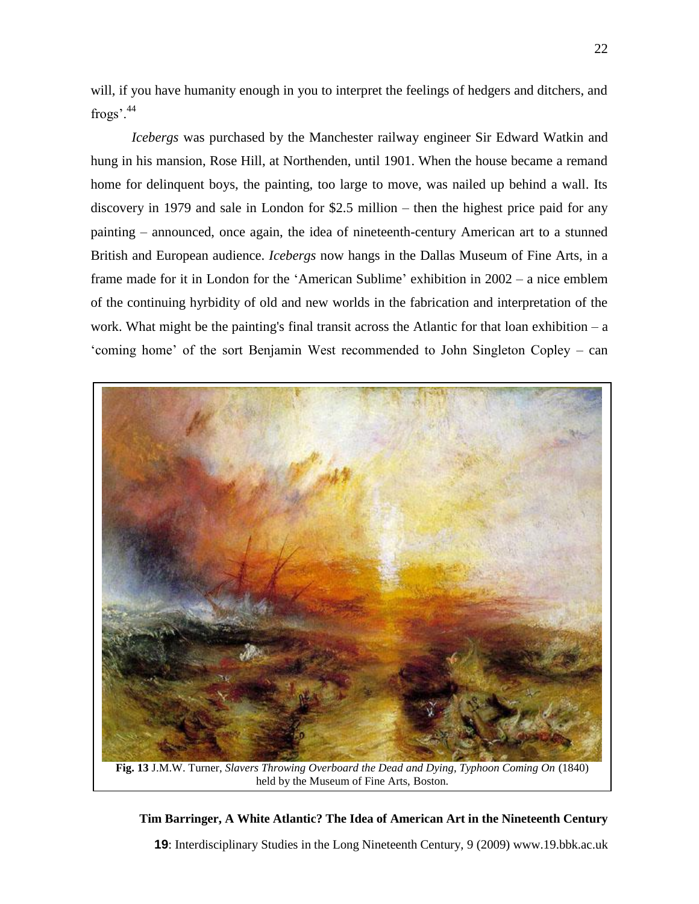will, if you have humanity enough in you to interpret the feelings of hedgers and ditchers, and frogs'.[44]

*Icebergs* was purchased by the Manchester railway engineer Sir Edward Watkin and hung in his mansion, Rose Hill, at Northenden, until 1901. When the house became a remand home for delinquent boys, the painting, too large to move, was nailed up behind a wall. Its discovery in 1979 and sale in London for $2.5 million – then the highest price paid for any painting – announced, once again, the idea of nineteenth-century American art to a stunned British and European audience. *Icebergs* now hangs in the Dallas Museum of Fine Arts, in a frame made for it in London for the 'American Sublime' exhibition in 2002 – a nice emblem of the continuing hyrbidity of old and new worlds in the fabrication and interpretation of the work. What might be the painting's final transit across the Atlantic for that loan exhibition – a 'coming home' of the sort Benjamin West recommended to John Singleton Copley – can

**Fig. 13** J.M.W. Turner, *Slavers Throwing Overboard the Dead and Dying, Typhoon Coming On* (1840) held by the Museum of Fine Arts, Boston.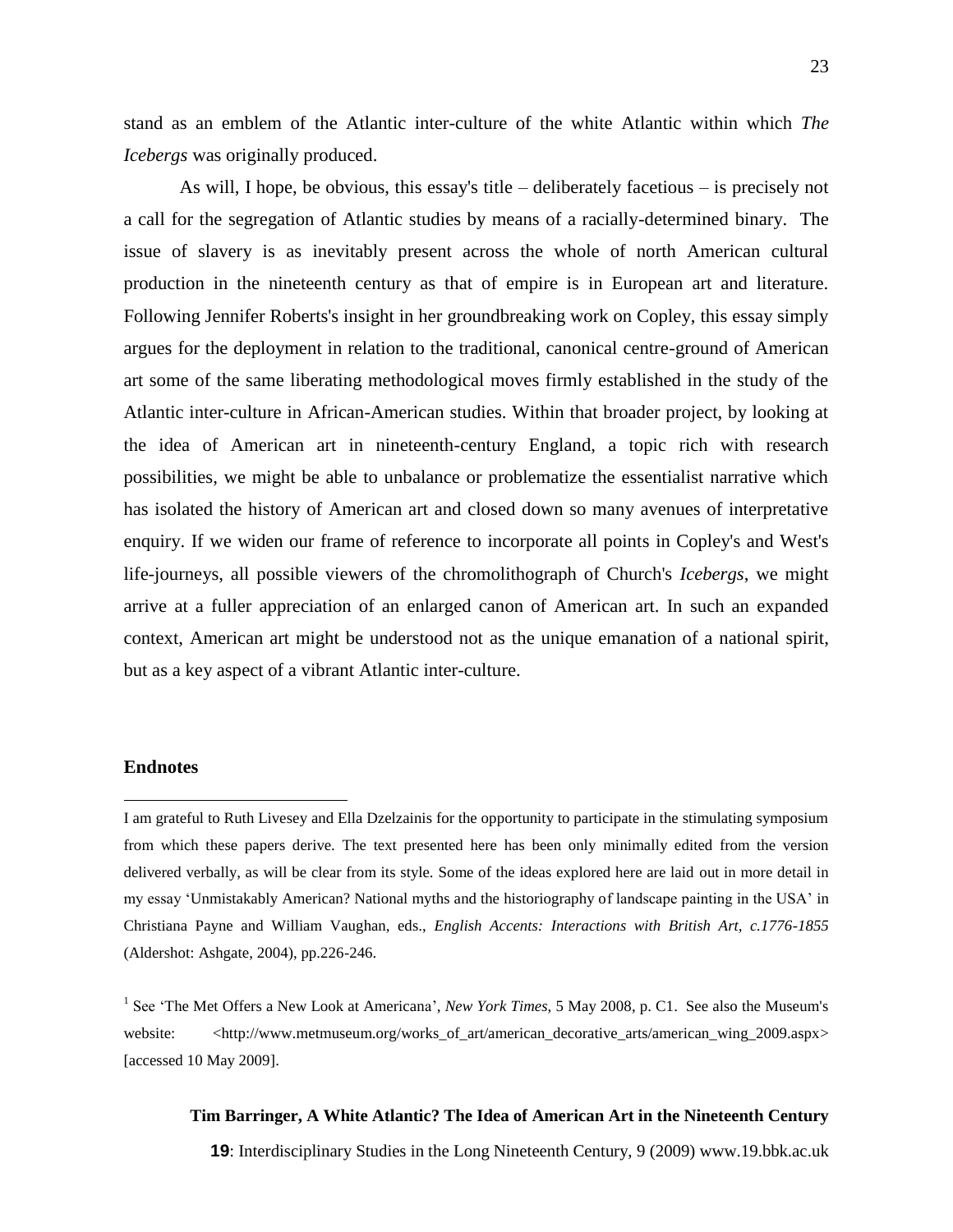stand as an emblem of the Atlantic inter-culture of the white Atlantic within which *The Icebergs* was originally produced.

As will, I hope, be obvious, this essay's title – deliberately facetious – is precisely not a call for the segregation of Atlantic studies by means of a racially-determined binary. The issue of slavery is as inevitably present across the whole of north American cultural production in the nineteenth century as that of empire is in European art and literature. Following Jennifer Roberts's insight in her groundbreaking work on Copley, this essay simply argues for the deployment in relation to the traditional, canonical centre-ground of American art some of the same liberating methodological moves firmly established in the study of the Atlantic inter-culture in African-American studies. Within that broader project, by looking at the idea of American art in nineteenth-century England, a topic rich with research possibilities, we might be able to unbalance or problematize the essentialist narrative which has isolated the history of American art and closed down so many avenues of interpretative enquiry. If we widen our frame of reference to incorporate all points in Copley's and West's life-journeys, all possible viewers of the chromolithograph of Church's *Icebergs*, we might arrive at a fuller appreciation of an enlarged canon of American art. In such an expanded context, American art might be understood not as the unique emanation of a national spirit, but as a key aspect of a vibrant Atlantic inter-culture.

## Endnotes

I am grateful to Ruth Livesey and Ella Dzelzainis for the opportunity to participate in the stimulating symposium from which these papers derive. The text presented here has been only minimally edited from the version delivered verbally, as will be clear from its style. Some of the ideas explored here are laid out in more detail in my essay 'Unmistakably American? National myths and the historiography of landscape painting in the USA' in Christiana Payne and William Vaughan, eds., *English Accents: Interactions with British Art, c.1776-1855* (Aldershot: Ashgate, 2004), pp.226-246.

[1] See 'The Met Offers a New Look at Americana', *New York Times*, 5 May 2008, p. C1. See also the Museum's website: <http://www.metmuseum.org/works_of_art/american_decorative_arts/american_wing_2009.aspx> [accessed 10 May 2009].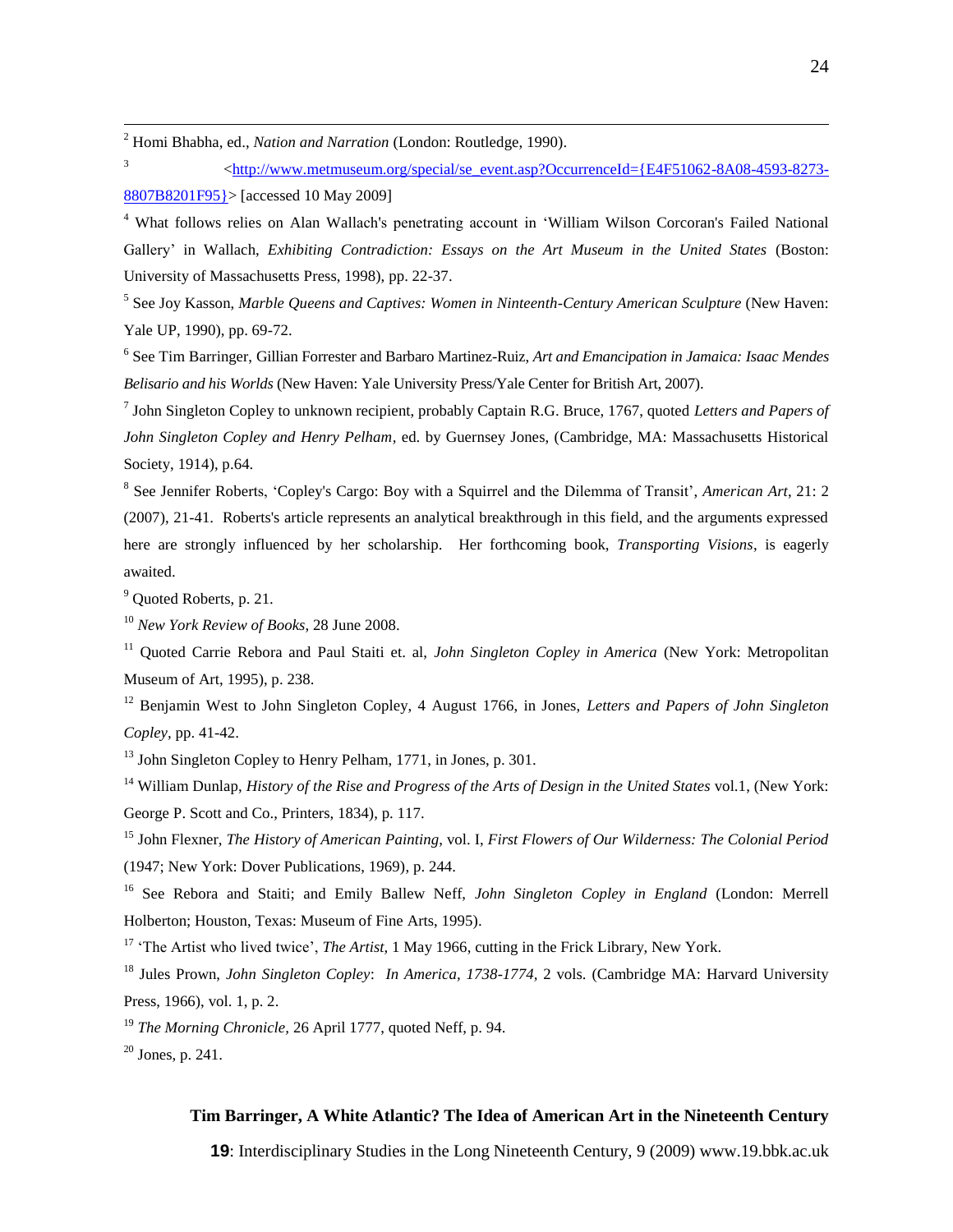[2] Homi Bhabha, ed., *Nation and Narration* (London: Routledge, 1990).

[3] <http://www.metmuseum.org/special/se_event.asp?OccurrenceId={E4F51062-8A08-4593-8273-8807B8201F95}> [accessed 10 May 2009]

[4] What follows relies on Alan Wallach's penetrating account in 'William Wilson Corcoran's Failed National Gallery' in Wallach, *Exhibiting Contradiction: Essays on the Art Museum in the United States* (Boston: University of Massachusetts Press, 1998), pp. 22-37.

[5] See Joy Kasson, *Marble Queens and Captives: Women in Ninteenth-Century American Sculpture* (New Haven: Yale UP, 1990), pp. 69-72.

[6] See Tim Barringer, Gillian Forrester and Barbaro Martinez-Ruiz, *Art and Emancipation in Jamaica: Isaac Mendes Belisario and his Worlds* (New Haven: Yale University Press/Yale Center for British Art, 2007).

[7] John Singleton Copley to unknown recipient, probably Captain R.G. Bruce, 1767, quoted *Letters and Papers of John Singleton Copley and Henry Pelham*, ed. by Guernsey Jones, (Cambridge, MA: Massachusetts Historical Society, 1914), p.64.

[8] See Jennifer Roberts, 'Copley's Cargo: Boy with a Squirrel and the Dilemma of Transit', *American Art*, 21: 2 (2007), 21-41. Roberts's article represents an analytical breakthrough in this field, and the arguments expressed here are strongly influenced by her scholarship. Her forthcoming book, *Transporting Visions*, is eagerly awaited.

[9] Quoted Roberts, p. 21.

[10] *New York Review of Books*, 28 June 2008.

[11] Quoted Carrie Rebora and Paul Staiti et. al, *John Singleton Copley in America* (New York: Metropolitan Museum of Art, 1995), p. 238.

[12] Benjamin West to John Singleton Copley, 4 August 1766, in Jones, *Letters and Papers of John Singleton Copley*, pp. 41-42.

[13] John Singleton Copley to Henry Pelham, 1771, in Jones, p. 301.

[14] William Dunlap, *History of the Rise and Progress of the Arts of Design in the United States* vol.1, (New York: George P. Scott and Co., Printers, 1834), p. 117.

[15] John Flexner, *The History of American Painting*, vol. I, *First Flowers of Our Wilderness: The Colonial Period* (1947; New York: Dover Publications, 1969), p. 244.

[16] See Rebora and Staiti; and Emily Ballew Neff, *John Singleton Copley in England* (London: Merrell Holberton; Houston, Texas: Museum of Fine Arts, 1995).

[17] 'The Artist who lived twice', *The Artist*, 1 May 1966, cutting in the Frick Library, New York.

[18] Jules Prown, *John Singleton Copley*: *In America, 1738-1774,* 2 vols. (Cambridge MA: Harvard University Press, 1966), vol. 1, p. 2.

[19] *The Morning Chronicle*, 26 April 1777, quoted Neff, p. 94.

[20] Jones, p. 241.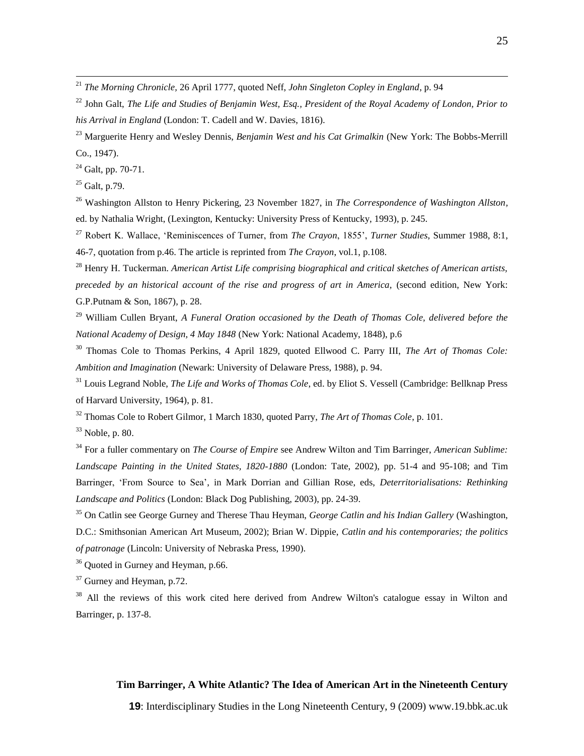[21] *The Morning Chronicle*, 26 April 1777, quoted Neff, *John Singleton Copley in England*, p. 94

[22] John Galt, *The Life and Studies of Benjamin West, Esq., President of the Royal Academy of London, Prior to his Arrival in England* (London: T. Cadell and W. Davies, 1816).

[23] Marguerite Henry and Wesley Dennis, *Benjamin West and his Cat Grimalkin* (New York: The Bobbs-Merrill Co., 1947).

[24] Galt, pp. 70-71.

[25] Galt, p.79.

[26] Washington Allston to Henry Pickering, 23 November 1827, in *The Correspondence of Washington Allston*, ed. by Nathalia Wright, (Lexington, Kentucky: University Press of Kentucky, 1993), p. 245.

[27] Robert K. Wallace, 'Reminiscences of Turner, from *The Crayon*, 1855', *Turner Studies*, Summer 1988, 8:1, 46-7, quotation from p.46. The article is reprinted from *The Crayon*, vol.1, p.108.

[28] Henry H. Tuckerman. *American Artist Life comprising biographical and critical sketches of American artists, preceded by an historical account of the rise and progress of art in America,* (second edition, New York: G.P.Putnam & Son, 1867), p. 28.

[29] William Cullen Bryant, *A Funeral Oration occasioned by the Death of Thomas Cole, delivered before the National Academy of Design, 4 May 1848* (New York: National Academy, 1848), p.6

[30] Thomas Cole to Thomas Perkins, 4 April 1829, quoted Ellwood C. Parry III, *The Art of Thomas Cole: Ambition and Imagination* (Newark: University of Delaware Press, 1988), p. 94.

[31] Louis Legrand Noble, *The Life and Works of Thomas Cole*, ed. by Eliot S. Vessell (Cambridge: Bellknap Press of Harvard University, 1964), p. 81.

[32] Thomas Cole to Robert Gilmor, 1 March 1830, quoted Parry, *The Art of Thomas Cole*, p. 101.

[33] Noble, p. 80.

[34] For a fuller commentary on *The Course of Empire* see Andrew Wilton and Tim Barringer, *American Sublime: Landscape Painting in the United States, 1820-1880* (London: Tate, 2002), pp. 51-4 and 95-108; and Tim Barringer, 'From Source to Sea', in Mark Dorrian and Gillian Rose, eds, *Deterritorialisations: Rethinking Landscape and Politics* (London: Black Dog Publishing, 2003), pp. 24-39.

[35] On Catlin see George Gurney and Therese Thau Heyman, *George Catlin and his Indian Gallery* (Washington, D.C.: Smithsonian American Art Museum, 2002); Brian W. Dippie, *Catlin and his contemporaries; the politics of patronage* (Lincoln: University of Nebraska Press, 1990).

[36] Quoted in Gurney and Heyman, p.66.

[37] Gurney and Heyman, p.72.

[38] All the reviews of this work cited here derived from Andrew Wilton's catalogue essay in Wilton and Barringer, p. 137-8.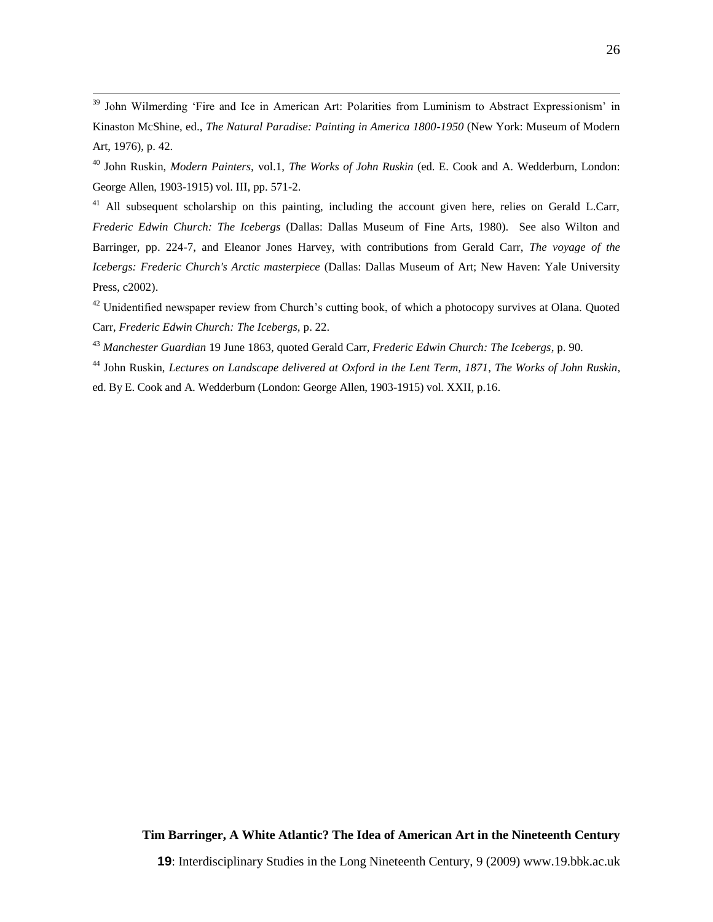[39] John Wilmerding 'Fire and Ice in American Art: Polarities from Luminism to Abstract Expressionism' in Kinaston McShine, ed., *The Natural Paradise: Painting in America 1800-1950* (New York: Museum of Modern Art, 1976), p. 42.

[40] John Ruskin, *Modern Painters*, vol.1, *The Works of John Ruskin* (ed. E. Cook and A. Wedderburn, London: George Allen, 1903-1915) vol. III, pp. 571-2.

[41] All subsequent scholarship on this painting, including the account given here, relies on Gerald L.Carr, *Frederic Edwin Church: The Icebergs* (Dallas: Dallas Museum of Fine Arts, 1980). See also Wilton and Barringer, pp. 224-7, and Eleanor Jones Harvey, with contributions from Gerald Carr, *The voyage of the Icebergs: Frederic Church's Arctic masterpiece* (Dallas: Dallas Museum of Art; New Haven: Yale University Press, c2002).

[42] Unidentified newspaper review from Church's cutting book, of which a photocopy survives at Olana. Quoted Carr, *Frederic Edwin Church: The Icebergs,* p. 22.

[43] *Manchester Guardian* 19 June 1863, quoted Gerald Carr, *Frederic Edwin Church: The Icebergs*, p. 90.

[44] John Ruskin, *Lectures on Landscape delivered at Oxford in the Lent Term, 1871*, *The Works of John Ruskin*, ed. By E. Cook and A. Wedderburn (London: George Allen, 1903-1915) vol. XXII, p.16.